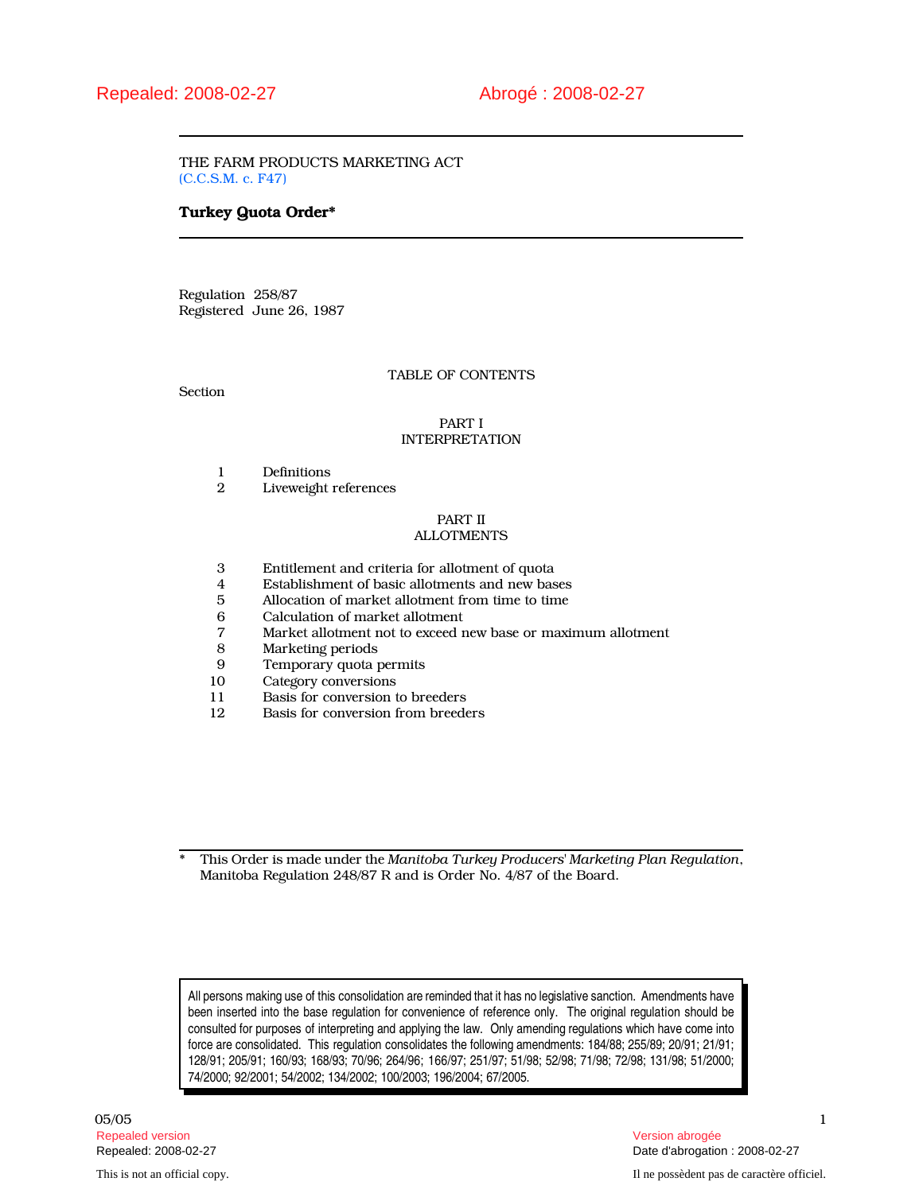Repealed: 2008-02-27 Abrogé : 2008-02-27

THE FARM PRODUCTS MARKETING ACT
(C.C.S.M. c. F47)

# Turkey Quota Order*

Regulation 258/87
Registered June 26, 1987

TABLE OF CONTENTS

Section

PART I
INTERPRETATION

| | |
|---|---|
| 1 | Definitions |
| 2 | Liveweight references |

PART II
ALLOTMENTS

| | |
|---|---|
| 3 | Entitlement and criteria for allotment of quota |
| 4 | Establishment of basic allotments and new bases |
| 5 | Allocation of market allotment from time to time |
| 6 | Calculation of market allotment |
| 7 | Market allotment not to exceed new base or maximum allotment |
| 8 | Marketing periods |
| 9 | Temporary quota permits |
| 10 | Category conversions |
| 11 | Basis for conversion to breeders |
| 12 | Basis for conversion from breeders |

\* This Order is made under the *Manitoba Turkey Producers' Marketing Plan Regulation*, Manitoba Regulation 248/87 R and is Order No. 4/87 of the Board.

All persons making use of this consolidation are reminded that it has no legislative sanction. Amendments have been inserted into the base regulation for convenience of reference only. The original regulation should be consulted for purposes of interpreting and applying the law. Only amending regulations which have come into force are consolidated. This regulation consolidates the following amendments: 184/88; 255/89; 20/91; 21/91; 128/91; 205/91; 160/93; 168/93; 70/96; 264/96; 166/97; 251/97; 51/98; 52/98; 71/98; 72/98; 131/98; 51/2000; 74/2000; 92/2001; 54/2002; 134/2002; 100/2003; 196/2004; 67/2005.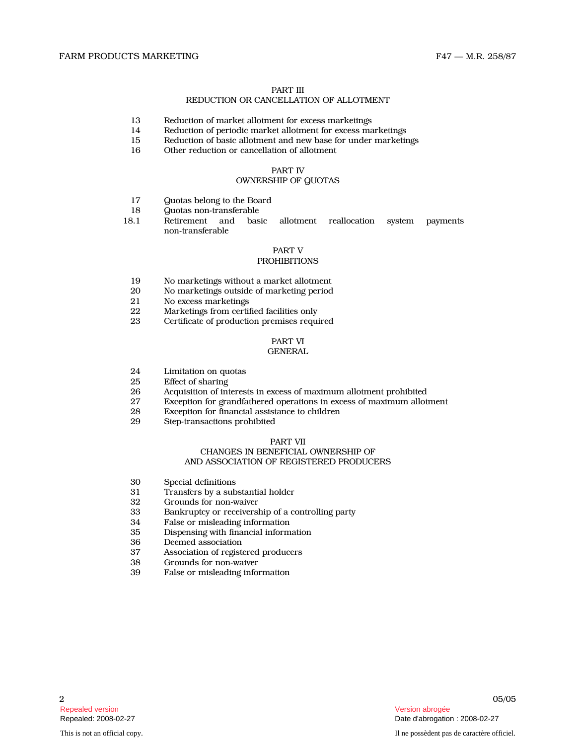PART III

REDUCTION OR CANCELLATION OF ALLOTMENT

13 Reduction of market allotment for excess marketings
14 Reduction of periodic market allotment for excess marketings
15 Reduction of basic allotment and new base for under marketings
16 Other reduction or cancellation of allotment

PART IV

OWNERSHIP OF QUOTAS

17 Quotas belong to the Board
18 Quotas non-transferable
18.1 Retirement and basic allotment reallocation system payments non-transferable

PART V

PROHIBITIONS

19 No marketings without a market allotment
20 No marketings outside of marketing period
21 No excess marketings
22 Marketings from certified facilities only
23 Certificate of production premises required

PART VI

GENERAL

24 Limitation on quotas
25 Effect of sharing
26 Acquisition of interests in excess of maximum allotment prohibited
27 Exception for grandfathered operations in excess of maximum allotment
28 Exception for financial assistance to children
29 Step-transactions prohibited

PART VII

CHANGES IN BENEFICIAL OWNERSHIP OF AND ASSOCIATION OF REGISTERED PRODUCERS

30 Special definitions
31 Transfers by a substantial holder
32 Grounds for non-waiver
33 Bankruptcy or receivership of a controlling party
34 False or misleading information
35 Dispensing with financial information
36 Deemed association
37 Association of registered producers
38 Grounds for non-waiver
39 False or misleading information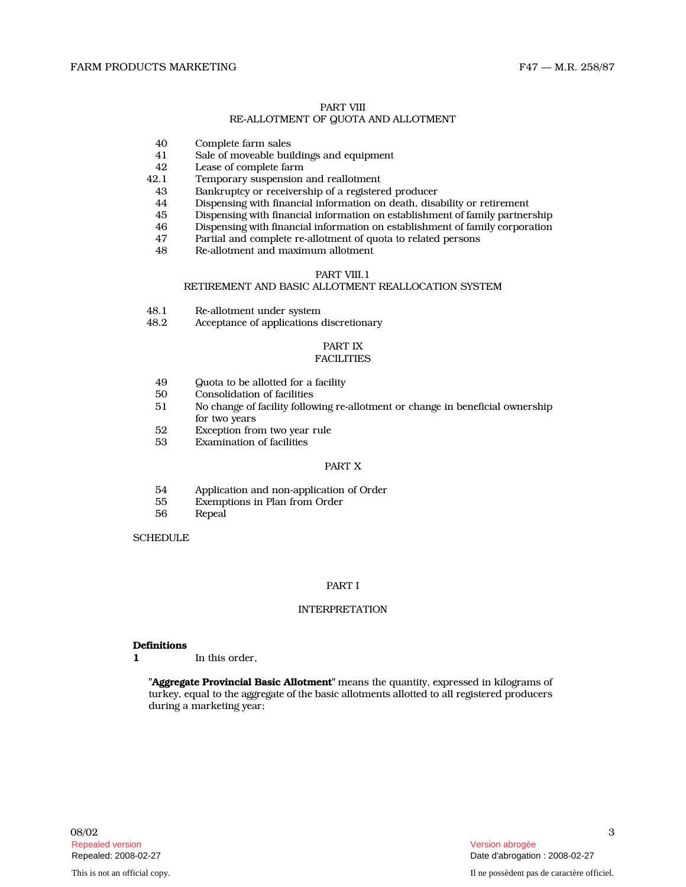PART VIII
RE-ALLOTMENT OF QUOTA AND ALLOTMENT

| | |
|---|---|
| 40 | Complete farm sales |
| 41 | Sale of moveable buildings and equipment |
| 42 | Lease of complete farm |
| 42.1 | Temporary suspension and reallotment |
| 43 | Bankruptcy or receivership of a registered producer |
| 44 | Dispensing with financial information on death, disability or retirement |
| 45 | Dispensing with financial information on establishment of family partnership |
| 46 | Dispensing with financial information on establishment of family corporation |
| 47 | Partial and complete re-allotment of quota to related persons |
| 48 | Re-allotment and maximum allotment |

PART VIII.1
RETIREMENT AND BASIC ALLOTMENT REALLOCATION SYSTEM

| | |
|---|---|
| 48.1 | Re-allotment under system |
| 48.2 | Acceptance of applications discretionary |

PART IX
FACILITIES

| | |
|---|---|
| 49 | Quota to be allotted for a facility |
| 50 | Consolidation of facilities |
| 51 | No change of facility following re-allotment or change in beneficial ownership for two years |
| 52 | Exception from two year rule |
| 53 | Examination of facilities |

PART X

| | |
|---|---|
| 54 | Application and non-application of Order |
| 55 | Exemptions in Plan from Order |
| 56 | Repeal |

SCHEDULE

## PART I

## INTERPRETATION

**Definitions**

**1** In this order,

"**Aggregate Provincial Basic Allotment**" means the quantity, expressed in kilograms of turkey, equal to the aggregate of the basic allotments allotted to all registered producers during a marketing year;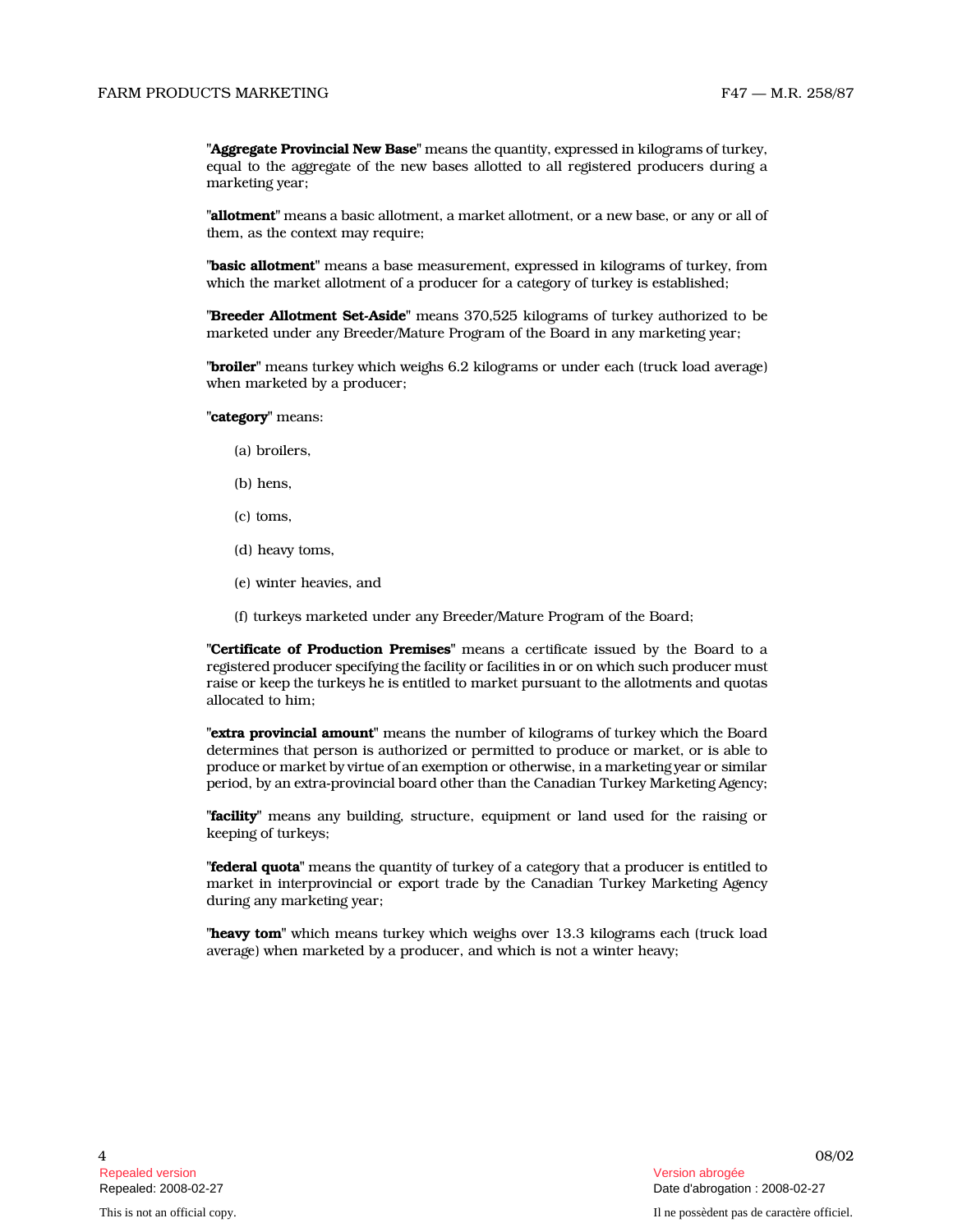"**Aggregate Provincial New Base**" means the quantity, expressed in kilograms of turkey, equal to the aggregate of the new bases allotted to all registered producers during a marketing year;

"**allotment**" means a basic allotment, a market allotment, or a new base, or any or all of them, as the context may require;

"**basic allotment**" means a base measurement, expressed in kilograms of turkey, from which the market allotment of a producer for a category of turkey is established;

"**Breeder Allotment Set-Aside**" means 370,525 kilograms of turkey authorized to be marketed under any Breeder/Mature Program of the Board in any marketing year;

"**broiler**" means turkey which weighs 6.2 kilograms or under each (truck load average) when marketed by a producer;

"**category**" means:

(a) broilers,

(b) hens,

(c) toms,

(d) heavy toms,

(e) winter heavies, and

(f) turkeys marketed under any Breeder/Mature Program of the Board;

"**Certificate of Production Premises**" means a certificate issued by the Board to a registered producer specifying the facility or facilities in or on which such producer must raise or keep the turkeys he is entitled to market pursuant to the allotments and quotas allocated to him;

"**extra provincial amount**" means the number of kilograms of turkey which the Board determines that person is authorized or permitted to produce or market, or is able to produce or market by virtue of an exemption or otherwise, in a marketing year or similar period, by an extra-provincial board other than the Canadian Turkey Marketing Agency;

"**facility**" means any building, structure, equipment or land used for the raising or keeping of turkeys;

"**federal quota**" means the quantity of turkey of a category that a producer is entitled to market in interprovincial or export trade by the Canadian Turkey Marketing Agency during any marketing year;

"**heavy tom**" which means turkey which weighs over 13.3 kilograms each (truck load average) when marketed by a producer, and which is not a winter heavy;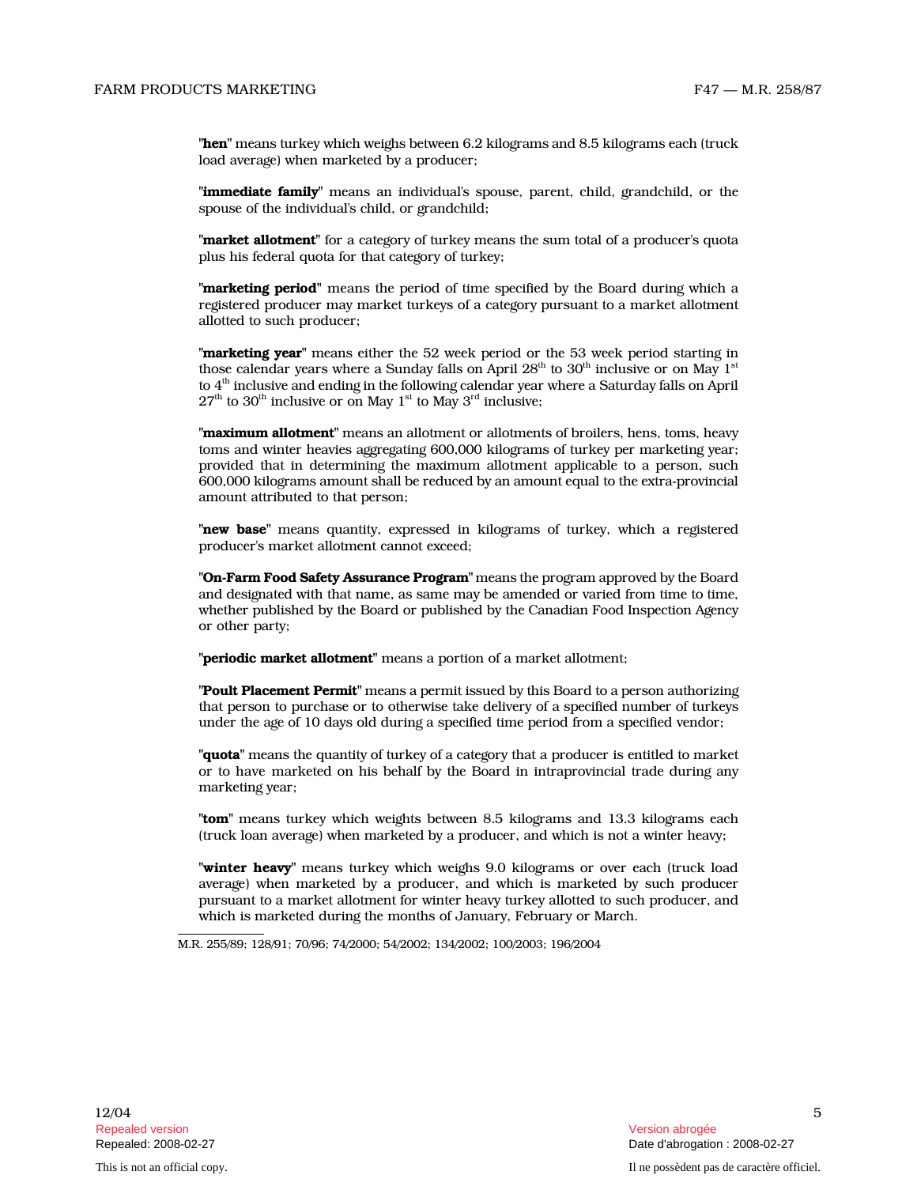"**hen**" means turkey which weighs between 6.2 kilograms and 8.5 kilograms each (truck load average) when marketed by a producer;

"**immediate family**" means an individual's spouse, parent, child, grandchild, or the spouse of the individual's child, or grandchild;

"**market allotment**" for a category of turkey means the sum total of a producer's quota plus his federal quota for that category of turkey;

"**marketing period**" means the period of time specified by the Board during which a registered producer may market turkeys of a category pursuant to a market allotment allotted to such producer;

"**marketing year**" means either the 52 week period or the 53 week period starting in those calendar years where a Sunday falls on April 28th to 30th inclusive or on May 1st to 4th inclusive and ending in the following calendar year where a Saturday falls on April 27th to 30th inclusive or on May 1st to May 3rd inclusive;

"**maximum allotment**" means an allotment or allotments of broilers, hens, toms, heavy toms and winter heavies aggregating 600,000 kilograms of turkey per marketing year; provided that in determining the maximum allotment applicable to a person, such 600,000 kilograms amount shall be reduced by an amount equal to the extra-provincial amount attributed to that person;

"**new base**" means quantity, expressed in kilograms of turkey, which a registered producer's market allotment cannot exceed;

"**On-Farm Food Safety Assurance Program**" means the program approved by the Board and designated with that name, as same may be amended or varied from time to time, whether published by the Board or published by the Canadian Food Inspection Agency or other party;

"**periodic market allotment**" means a portion of a market allotment;

"**Poult Placement Permit**" means a permit issued by this Board to a person authorizing that person to purchase or to otherwise take delivery of a specified number of turkeys under the age of 10 days old during a specified time period from a specified vendor;

"**quota**" means the quantity of turkey of a category that a producer is entitled to market or to have marketed on his behalf by the Board in intraprovincial trade during any marketing year;

"**tom**" means turkey which weights between 8.5 kilograms and 13.3 kilograms each (truck loan average) when marketed by a producer, and which is not a winter heavy;

"**winter heavy**" means turkey which weighs 9.0 kilograms or over each (truck load average) when marketed by a producer, and which is marketed by such producer pursuant to a market allotment for winter heavy turkey allotted to such producer, and which is marketed during the months of January, February or March.

M.R. 255/89; 128/91; 70/96; 74/2000; 54/2002; 134/2002; 100/2003; 196/2004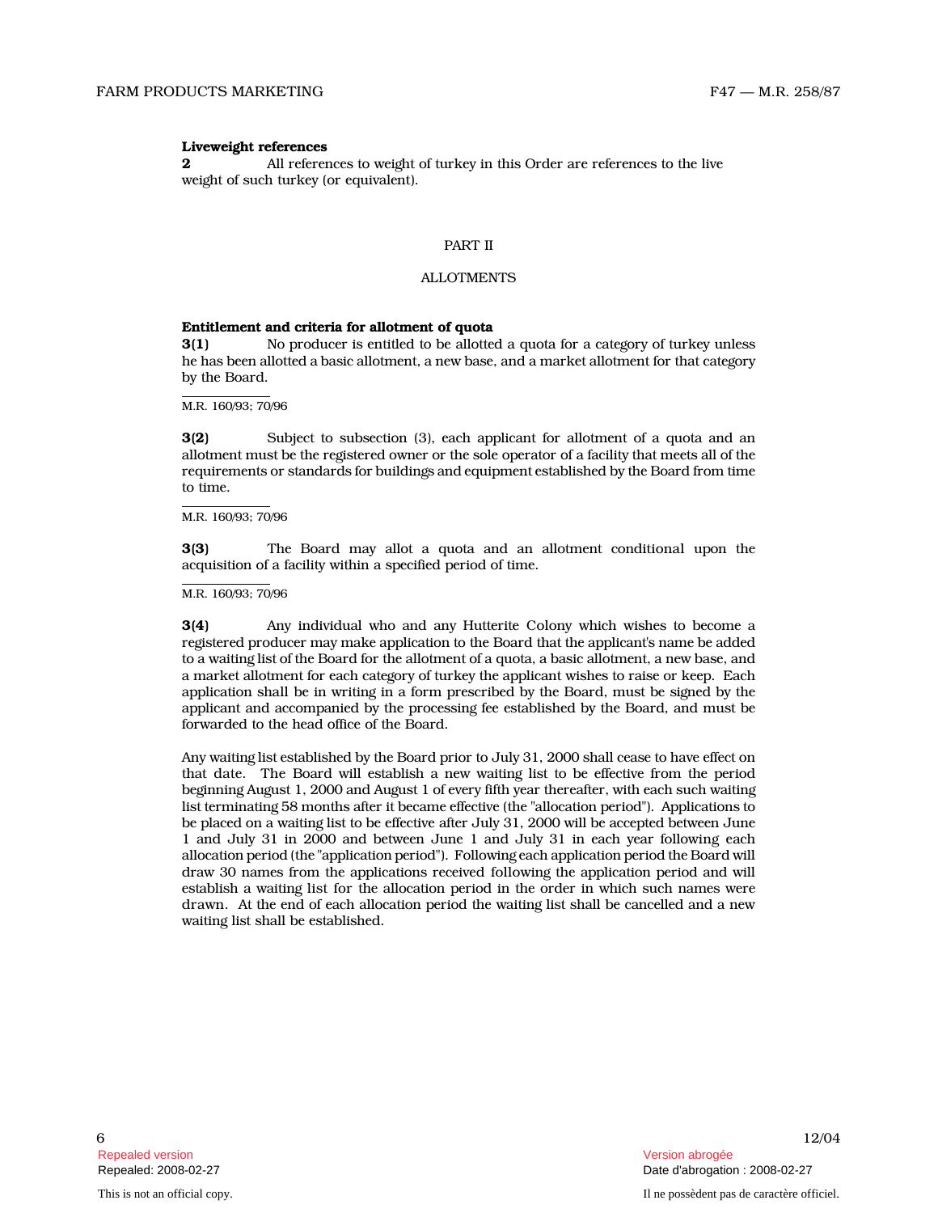**Liveweight references**

**2** All references to weight of turkey in this Order are references to the live weight of such turkey (or equivalent).

## PART II

## ALLOTMENTS

**Entitlement and criteria for allotment of quota**

**3(1)** No producer is entitled to be allotted a quota for a category of turkey unless he has been allotted a basic allotment, a new base, and a market allotment for that category by the Board.

M.R. 160/93; 70/96

**3(2)** Subject to subsection (3), each applicant for allotment of a quota and an allotment must be the registered owner or the sole operator of a facility that meets all of the requirements or standards for buildings and equipment established by the Board from time to time.

M.R. 160/93; 70/96

**3(3)** The Board may allot a quota and an allotment conditional upon the acquisition of a facility within a specified period of time.

M.R. 160/93; 70/96

**3(4)** Any individual who and any Hutterite Colony which wishes to become a registered producer may make application to the Board that the applicant's name be added to a waiting list of the Board for the allotment of a quota, a basic allotment, a new base, and a market allotment for each category of turkey the applicant wishes to raise or keep. Each application shall be in writing in a form prescribed by the Board, must be signed by the applicant and accompanied by the processing fee established by the Board, and must be forwarded to the head office of the Board.

Any waiting list established by the Board prior to July 31, 2000 shall cease to have effect on that date. The Board will establish a new waiting list to be effective from the period beginning August 1, 2000 and August 1 of every fifth year thereafter, with each such waiting list terminating 58 months after it became effective (the "allocation period"). Applications to be placed on a waiting list to be effective after July 31, 2000 will be accepted between June 1 and July 31 in 2000 and between June 1 and July 31 in each year following each allocation period (the "application period"). Following each application period the Board will draw 30 names from the applications received following the application period and will establish a waiting list for the allocation period in the order in which such names were drawn. At the end of each allocation period the waiting list shall be cancelled and a new waiting list shall be established.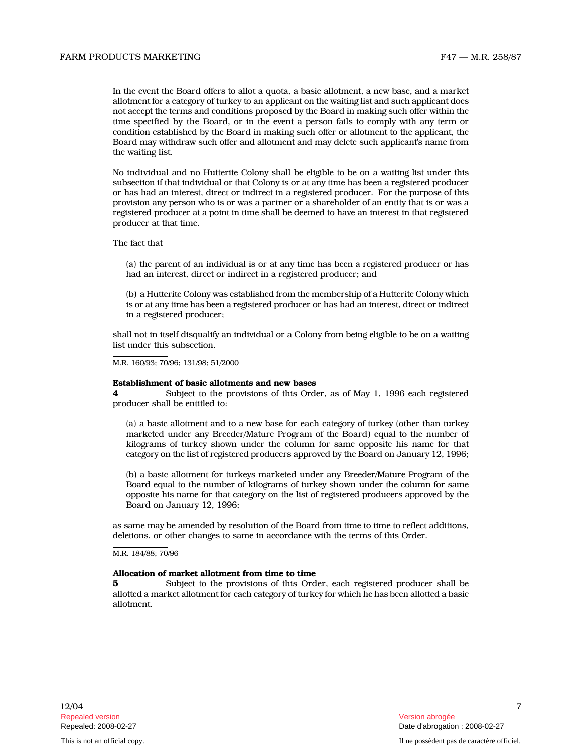In the event the Board offers to allot a quota, a basic allotment, a new base, and a market allotment for a category of turkey to an applicant on the waiting list and such applicant does not accept the terms and conditions proposed by the Board in making such offer within the time specified by the Board, or in the event a person fails to comply with any term or condition established by the Board in making such offer or allotment to the applicant, the Board may withdraw such offer and allotment and may delete such applicant's name from the waiting list.

No individual and no Hutterite Colony shall be eligible to be on a waiting list under this subsection if that individual or that Colony is or at any time has been a registered producer or has had an interest, direct or indirect in a registered producer. For the purpose of this provision any person who is or was a partner or a shareholder of an entity that is or was a registered producer at a point in time shall be deemed to have an interest in that registered producer at that time.

The fact that

(a) the parent of an individual is or at any time has been a registered producer or has had an interest, direct or indirect in a registered producer; and

(b) a Hutterite Colony was established from the membership of a Hutterite Colony which is or at any time has been a registered producer or has had an interest, direct or indirect in a registered producer;

shall not in itself disqualify an individual or a Colony from being eligible to be on a waiting list under this subsection.

M.R. 160/93; 70/96; 131/98; 51/2000

**Establishment of basic allotments and new bases**

**4** Subject to the provisions of this Order, as of May 1, 1996 each registered producer shall be entitled to:

(a) a basic allotment and to a new base for each category of turkey (other than turkey marketed under any Breeder/Mature Program of the Board) equal to the number of kilograms of turkey shown under the column for same opposite his name for that category on the list of registered producers approved by the Board on January 12, 1996;

(b) a basic allotment for turkeys marketed under any Breeder/Mature Program of the Board equal to the number of kilograms of turkey shown under the column for same opposite his name for that category on the list of registered producers approved by the Board on January 12, 1996;

as same may be amended by resolution of the Board from time to time to reflect additions, deletions, or other changes to same in accordance with the terms of this Order.

M.R. 184/88; 70/96

**Allocation of market allotment from time to time**

**5** Subject to the provisions of this Order, each registered producer shall be allotted a market allotment for each category of turkey for which he has been allotted a basic allotment.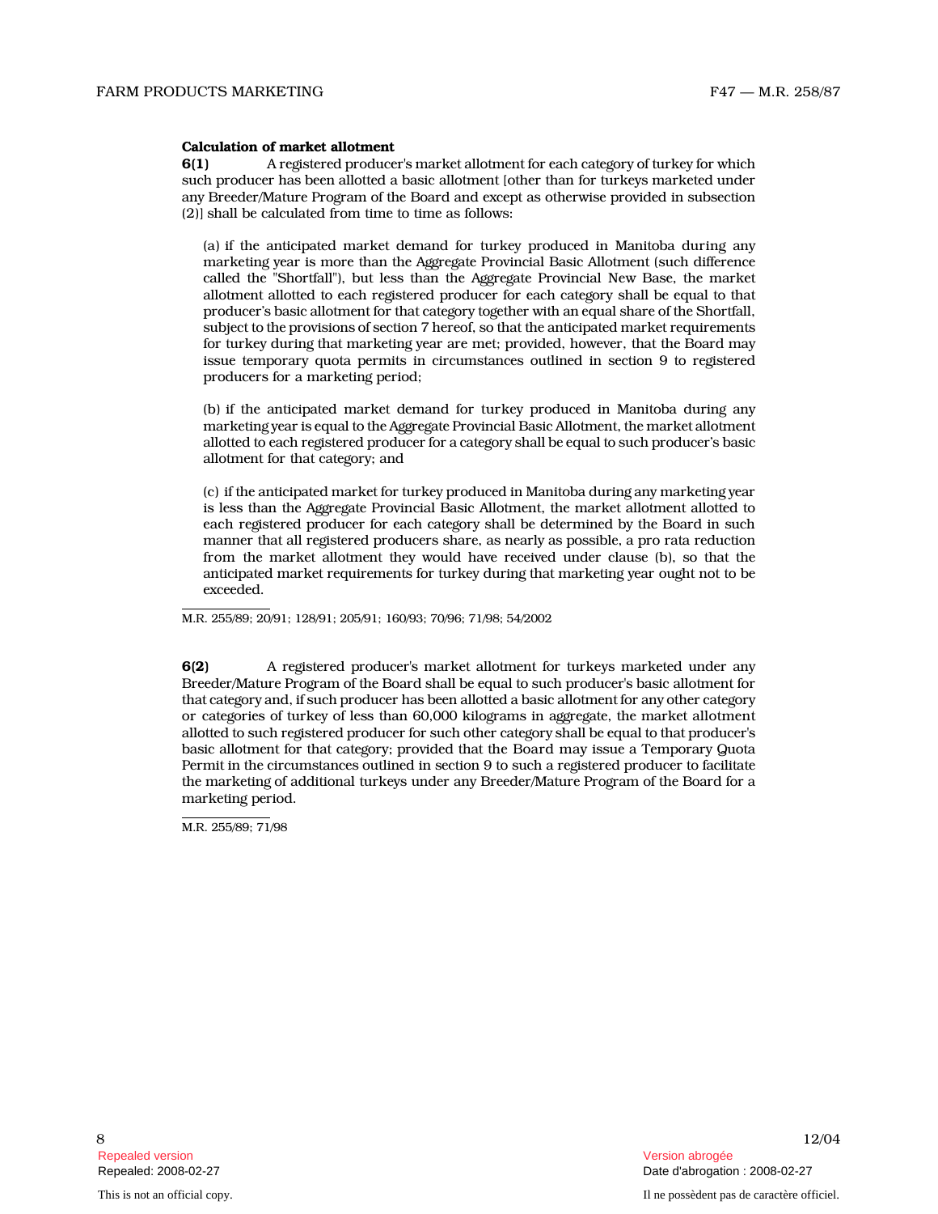**Calculation of market allotment**

**6(1)** A registered producer's market allotment for each category of turkey for which such producer has been allotted a basic allotment [other than for turkeys marketed under any Breeder/Mature Program of the Board and except as otherwise provided in subsection (2)] shall be calculated from time to time as follows:

(a) if the anticipated market demand for turkey produced in Manitoba during any marketing year is more than the Aggregate Provincial Basic Allotment (such difference called the "Shortfall"), but less than the Aggregate Provincial New Base, the market allotment allotted to each registered producer for each category shall be equal to that producer's basic allotment for that category together with an equal share of the Shortfall, subject to the provisions of section 7 hereof, so that the anticipated market requirements for turkey during that marketing year are met; provided, however, that the Board may issue temporary quota permits in circumstances outlined in section 9 to registered producers for a marketing period;

(b) if the anticipated market demand for turkey produced in Manitoba during any marketing year is equal to the Aggregate Provincial Basic Allotment, the market allotment allotted to each registered producer for a category shall be equal to such producer's basic allotment for that category; and

(c) if the anticipated market for turkey produced in Manitoba during any marketing year is less than the Aggregate Provincial Basic Allotment, the market allotment allotted to each registered producer for each category shall be determined by the Board in such manner that all registered producers share, as nearly as possible, a pro rata reduction from the market allotment they would have received under clause (b), so that the anticipated market requirements for turkey during that marketing year ought not to be exceeded.

M.R. 255/89; 20/91; 128/91; 205/91; 160/93; 70/96; 71/98; 54/2002

**6(2)** A registered producer's market allotment for turkeys marketed under any Breeder/Mature Program of the Board shall be equal to such producer's basic allotment for that category and, if such producer has been allotted a basic allotment for any other category or categories of turkey of less than 60,000 kilograms in aggregate, the market allotment allotted to such registered producer for such other category shall be equal to that producer's basic allotment for that category; provided that the Board may issue a Temporary Quota Permit in the circumstances outlined in section 9 to such a registered producer to facilitate the marketing of additional turkeys under any Breeder/Mature Program of the Board for a marketing period.

M.R. 255/89; 71/98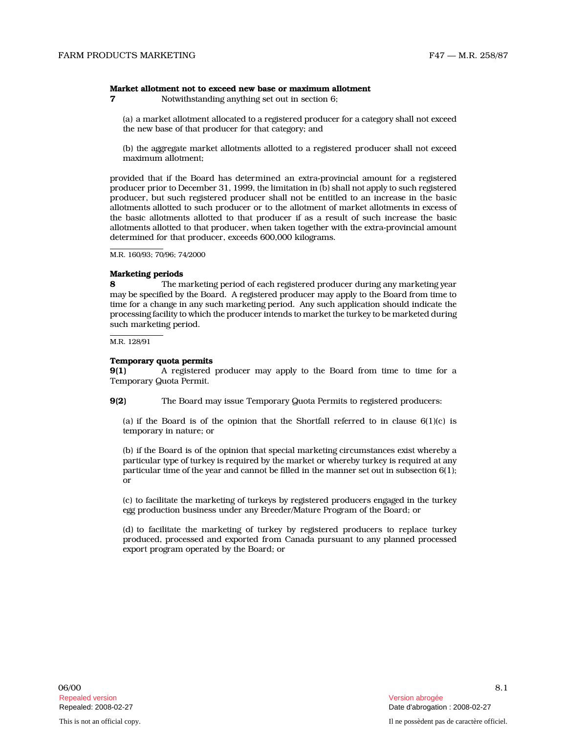**Market allotment not to exceed new base or maximum allotment**

**7** Notwithstanding anything set out in section 6;

(a) a market allotment allocated to a registered producer for a category shall not exceed the new base of that producer for that category; and

(b) the aggregate market allotments allotted to a registered producer shall not exceed maximum allotment;

provided that if the Board has determined an extra-provincial amount for a registered producer prior to December 31, 1999, the limitation in (b) shall not apply to such registered producer, but such registered producer shall not be entitled to an increase in the basic allotments allotted to such producer or to the allotment of market allotments in excess of the basic allotments allotted to that producer if as a result of such increase the basic allotments allotted to that producer, when taken together with the extra-provincial amount determined for that producer, exceeds 600,000 kilograms.

M.R. 160/93; 70/96; 74/2000

**Marketing periods**

**8** The marketing period of each registered producer during any marketing year may be specified by the Board. A registered producer may apply to the Board from time to time for a change in any such marketing period. Any such application should indicate the processing facility to which the producer intends to market the turkey to be marketed during such marketing period.

M.R. 128/91

**Temporary quota permits**

**9(1)** A registered producer may apply to the Board from time to time for a Temporary Quota Permit.

**9(2)** The Board may issue Temporary Quota Permits to registered producers:

(a) if the Board is of the opinion that the Shortfall referred to in clause 6(1)(c) is temporary in nature; or

(b) if the Board is of the opinion that special marketing circumstances exist whereby a particular type of turkey is required by the market or whereby turkey is required at any particular time of the year and cannot be filled in the manner set out in subsection 6(1); or

(c) to facilitate the marketing of turkeys by registered producers engaged in the turkey egg production business under any Breeder/Mature Program of the Board; or

(d) to facilitate the marketing of turkey by registered producers to replace turkey produced, processed and exported from Canada pursuant to any planned processed export program operated by the Board; or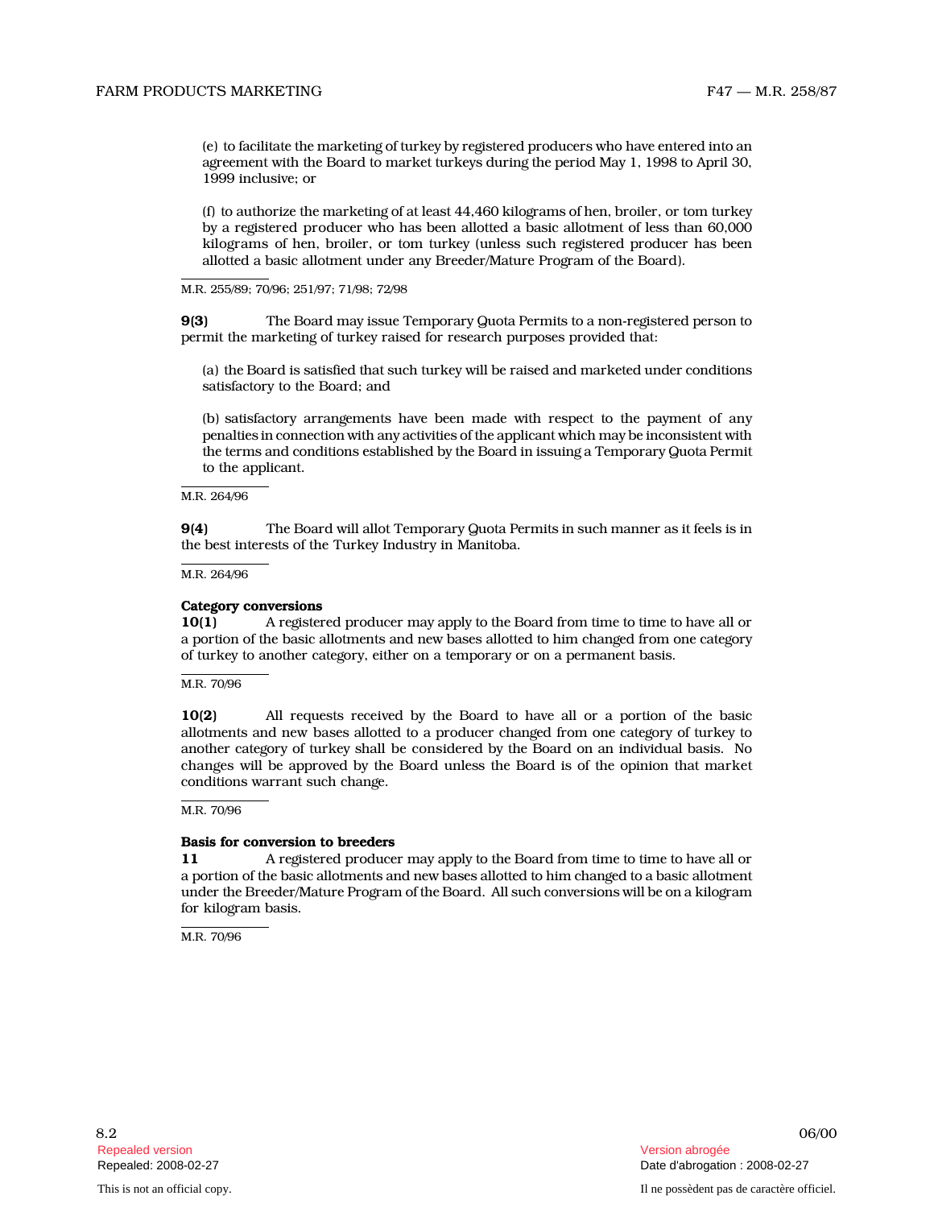(e) to facilitate the marketing of turkey by registered producers who have entered into an agreement with the Board to market turkeys during the period May 1, 1998 to April 30, 1999 inclusive; or

(f) to authorize the marketing of at least 44,460 kilograms of hen, broiler, or tom turkey by a registered producer who has been allotted a basic allotment of less than 60,000 kilograms of hen, broiler, or tom turkey (unless such registered producer has been allotted a basic allotment under any Breeder/Mature Program of the Board).

M.R. 255/89; 70/96; 251/97; 71/98; 72/98

**9(3)** The Board may issue Temporary Quota Permits to a non-registered person to permit the marketing of turkey raised for research purposes provided that:

(a) the Board is satisfied that such turkey will be raised and marketed under conditions satisfactory to the Board; and

(b) satisfactory arrangements have been made with respect to the payment of any penalties in connection with any activities of the applicant which may be inconsistent with the terms and conditions established by the Board in issuing a Temporary Quota Permit to the applicant.

M.R. 264/96

**9(4)** The Board will allot Temporary Quota Permits in such manner as it feels is in the best interests of the Turkey Industry in Manitoba.

M.R. 264/96

**Category conversions**

**10(1)** A registered producer may apply to the Board from time to time to have all or a portion of the basic allotments and new bases allotted to him changed from one category of turkey to another category, either on a temporary or on a permanent basis.

M.R. 70/96

**10(2)** All requests received by the Board to have all or a portion of the basic allotments and new bases allotted to a producer changed from one category of turkey to another category of turkey shall be considered by the Board on an individual basis. No changes will be approved by the Board unless the Board is of the opinion that market conditions warrant such change.

M.R. 70/96

**Basis for conversion to breeders**

**11** A registered producer may apply to the Board from time to time to have all or a portion of the basic allotments and new bases allotted to him changed to a basic allotment under the Breeder/Mature Program of the Board. All such conversions will be on a kilogram for kilogram basis.

M.R. 70/96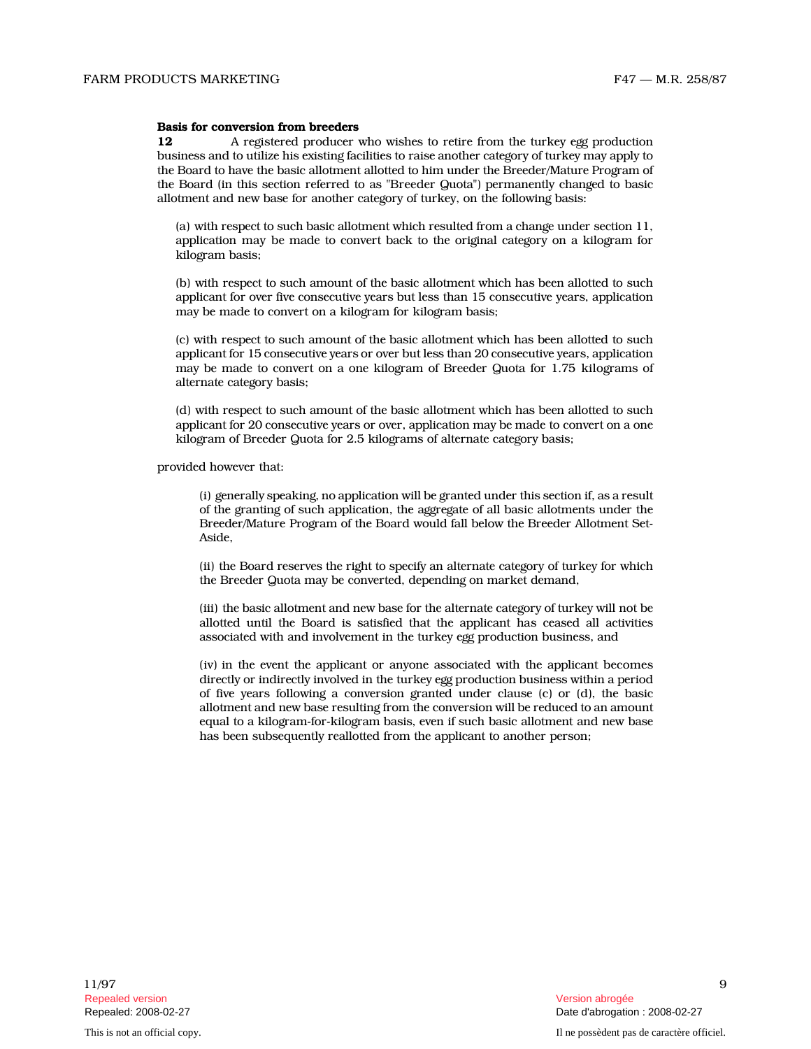**Basis for conversion from breeders**

**12** A registered producer who wishes to retire from the turkey egg production business and to utilize his existing facilities to raise another category of turkey may apply to the Board to have the basic allotment allotted to him under the Breeder/Mature Program of the Board (in this section referred to as "Breeder Quota") permanently changed to basic allotment and new base for another category of turkey, on the following basis:

(a) with respect to such basic allotment which resulted from a change under section 11, application may be made to convert back to the original category on a kilogram for kilogram basis;

(b) with respect to such amount of the basic allotment which has been allotted to such applicant for over five consecutive years but less than 15 consecutive years, application may be made to convert on a kilogram for kilogram basis;

(c) with respect to such amount of the basic allotment which has been allotted to such applicant for 15 consecutive years or over but less than 20 consecutive years, application may be made to convert on a one kilogram of Breeder Quota for 1.75 kilograms of alternate category basis;

(d) with respect to such amount of the basic allotment which has been allotted to such applicant for 20 consecutive years or over, application may be made to convert on a one kilogram of Breeder Quota for 2.5 kilograms of alternate category basis;

provided however that:

(i) generally speaking, no application will be granted under this section if, as a result of the granting of such application, the aggregate of all basic allotments under the Breeder/Mature Program of the Board would fall below the Breeder Allotment Set-Aside,

(ii) the Board reserves the right to specify an alternate category of turkey for which the Breeder Quota may be converted, depending on market demand,

(iii) the basic allotment and new base for the alternate category of turkey will not be allotted until the Board is satisfied that the applicant has ceased all activities associated with and involvement in the turkey egg production business, and

(iv) in the event the applicant or anyone associated with the applicant becomes directly or indirectly involved in the turkey egg production business within a period of five years following a conversion granted under clause (c) or (d), the basic allotment and new base resulting from the conversion will be reduced to an amount equal to a kilogram-for-kilogram basis, even if such basic allotment and new base has been subsequently reallotted from the applicant to another person;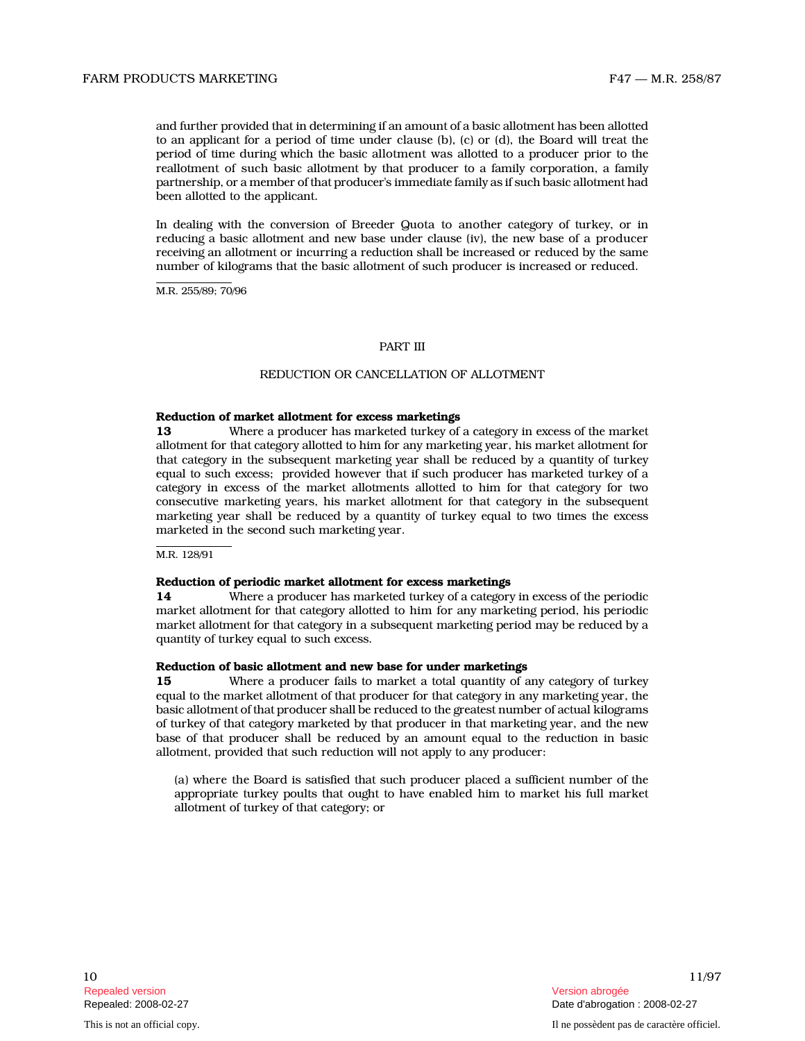and further provided that in determining if an amount of a basic allotment has been allotted to an applicant for a period of time under clause (b), (c) or (d), the Board will treat the period of time during which the basic allotment was allotted to a producer prior to the reallotment of such basic allotment by that producer to a family corporation, a family partnership, or a member of that producer's immediate family as if such basic allotment had been allotted to the applicant.

In dealing with the conversion of Breeder Quota to another category of turkey, or in reducing a basic allotment and new base under clause (iv), the new base of a producer receiving an allotment or incurring a reduction shall be increased or reduced by the same number of kilograms that the basic allotment of such producer is increased or reduced.

M.R. 255/89; 70/96

## PART III

## REDUCTION OR CANCELLATION OF ALLOTMENT

**Reduction of market allotment for excess marketings**

**13** Where a producer has marketed turkey of a category in excess of the market allotment for that category allotted to him for any marketing year, his market allotment for that category in the subsequent marketing year shall be reduced by a quantity of turkey equal to such excess; provided however that if such producer has marketed turkey of a category in excess of the market allotments allotted to him for that category for two consecutive marketing years, his market allotment for that category in the subsequent marketing year shall be reduced by a quantity of turkey equal to two times the excess marketed in the second such marketing year.

M.R. 128/91

**Reduction of periodic market allotment for excess marketings**

**14** Where a producer has marketed turkey of a category in excess of the periodic market allotment for that category allotted to him for any marketing period, his periodic market allotment for that category in a subsequent marketing period may be reduced by a quantity of turkey equal to such excess.

**Reduction of basic allotment and new base for under marketings**

**15** Where a producer fails to market a total quantity of any category of turkey equal to the market allotment of that producer for that category in any marketing year, the basic allotment of that producer shall be reduced to the greatest number of actual kilograms of turkey of that category marketed by that producer in that marketing year, and the new base of that producer shall be reduced by an amount equal to the reduction in basic allotment, provided that such reduction will not apply to any producer:

(a) where the Board is satisfied that such producer placed a sufficient number of the appropriate turkey poults that ought to have enabled him to market his full market allotment of turkey of that category; or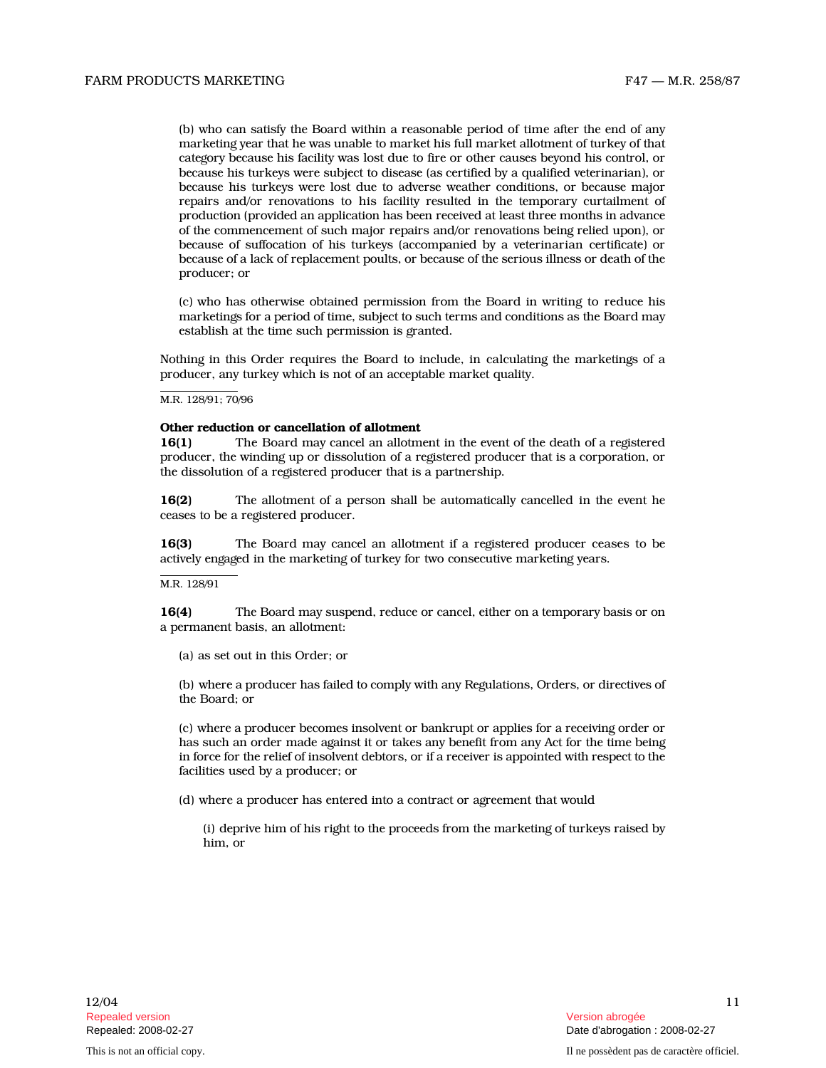(b) who can satisfy the Board within a reasonable period of time after the end of any marketing year that he was unable to market his full market allotment of turkey of that category because his facility was lost due to fire or other causes beyond his control, or because his turkeys were subject to disease (as certified by a qualified veterinarian), or because his turkeys were lost due to adverse weather conditions, or because major repairs and/or renovations to his facility resulted in the temporary curtailment of production (provided an application has been received at least three months in advance of the commencement of such major repairs and/or renovations being relied upon), or because of suffocation of his turkeys (accompanied by a veterinarian certificate) or because of a lack of replacement poults, or because of the serious illness or death of the producer; or

(c) who has otherwise obtained permission from the Board in writing to reduce his marketings for a period of time, subject to such terms and conditions as the Board may establish at the time such permission is granted.

Nothing in this Order requires the Board to include, in calculating the marketings of a producer, any turkey which is not of an acceptable market quality.

M.R. 128/91; 70/96

**Other reduction or cancellation of allotment**

**16(1)** The Board may cancel an allotment in the event of the death of a registered producer, the winding up or dissolution of a registered producer that is a corporation, or the dissolution of a registered producer that is a partnership.

**16(2)** The allotment of a person shall be automatically cancelled in the event he ceases to be a registered producer.

**16(3)** The Board may cancel an allotment if a registered producer ceases to be actively engaged in the marketing of turkey for two consecutive marketing years.

M.R. 128/91

**16(4)** The Board may suspend, reduce or cancel, either on a temporary basis or on a permanent basis, an allotment:

(a) as set out in this Order; or

(b) where a producer has failed to comply with any Regulations, Orders, or directives of the Board; or

(c) where a producer becomes insolvent or bankrupt or applies for a receiving order or has such an order made against it or takes any benefit from any Act for the time being in force for the relief of insolvent debtors, or if a receiver is appointed with respect to the facilities used by a producer; or

(d) where a producer has entered into a contract or agreement that would

(i) deprive him of his right to the proceeds from the marketing of turkeys raised by him, or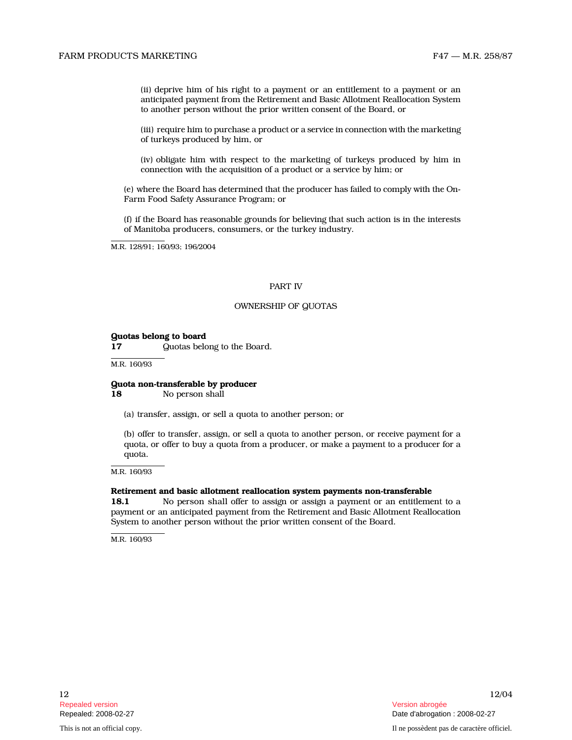(ii) deprive him of his right to a payment or an entitlement to a payment or an anticipated payment from the Retirement and Basic Allotment Reallocation System to another person without the prior written consent of the Board, or

(iii) require him to purchase a product or a service in connection with the marketing of turkeys produced by him, or

(iv) obligate him with respect to the marketing of turkeys produced by him in connection with the acquisition of a product or a service by him; or

(e) where the Board has determined that the producer has failed to comply with the On-Farm Food Safety Assurance Program; or

(f) if the Board has reasonable grounds for believing that such action is in the interests of Manitoba producers, consumers, or the turkey industry.

M.R. 128/91; 160/93; 196/2004

## PART IV

## OWNERSHIP OF QUOTAS

**Quotas belong to board**

**17** Quotas belong to the Board.

M.R. 160/93

**Quota non-transferable by producer**

**18** No person shall

(a) transfer, assign, or sell a quota to another person; or

(b) offer to transfer, assign, or sell a quota to another person, or receive payment for a quota, or offer to buy a quota from a producer, or make a payment to a producer for a quota.

M.R. 160/93

**Retirement and basic allotment reallocation system payments non-transferable**

**18.1** No person shall offer to assign or assign a payment or an entitlement to a payment or an anticipated payment from the Retirement and Basic Allotment Reallocation System to another person without the prior written consent of the Board.

M.R. 160/93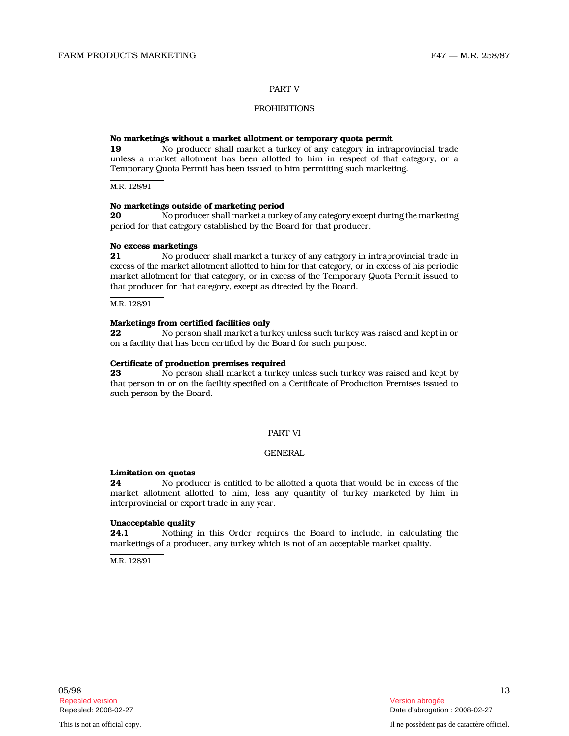## PART V

## PROHIBITIONS

**No marketings without a market allotment or temporary quota permit**

**19** No producer shall market a turkey of any category in intraprovincial trade unless a market allotment has been allotted to him in respect of that category, or a Temporary Quota Permit has been issued to him permitting such marketing.

M.R. 128/91

**No marketings outside of marketing period**

**20** No producer shall market a turkey of any category except during the marketing period for that category established by the Board for that producer.

**No excess marketings**

**21** No producer shall market a turkey of any category in intraprovincial trade in excess of the market allotment allotted to him for that category, or in excess of his periodic market allotment for that category, or in excess of the Temporary Quota Permit issued to that producer for that category, except as directed by the Board.

M.R. 128/91

**Marketings from certified facilities only**

**22** No person shall market a turkey unless such turkey was raised and kept in or on a facility that has been certified by the Board for such purpose.

**Certificate of production premises required**

**23** No person shall market a turkey unless such turkey was raised and kept by that person in or on the facility specified on a Certificate of Production Premises issued to such person by the Board.

## PART VI

## GENERAL

**Limitation on quotas**

**24** No producer is entitled to be allotted a quota that would be in excess of the market allotment allotted to him, less any quantity of turkey marketed by him in interprovincial or export trade in any year.

**Unacceptable quality**

**24.1** Nothing in this Order requires the Board to include, in calculating the marketings of a producer, any turkey which is not of an acceptable market quality.

M.R. 128/91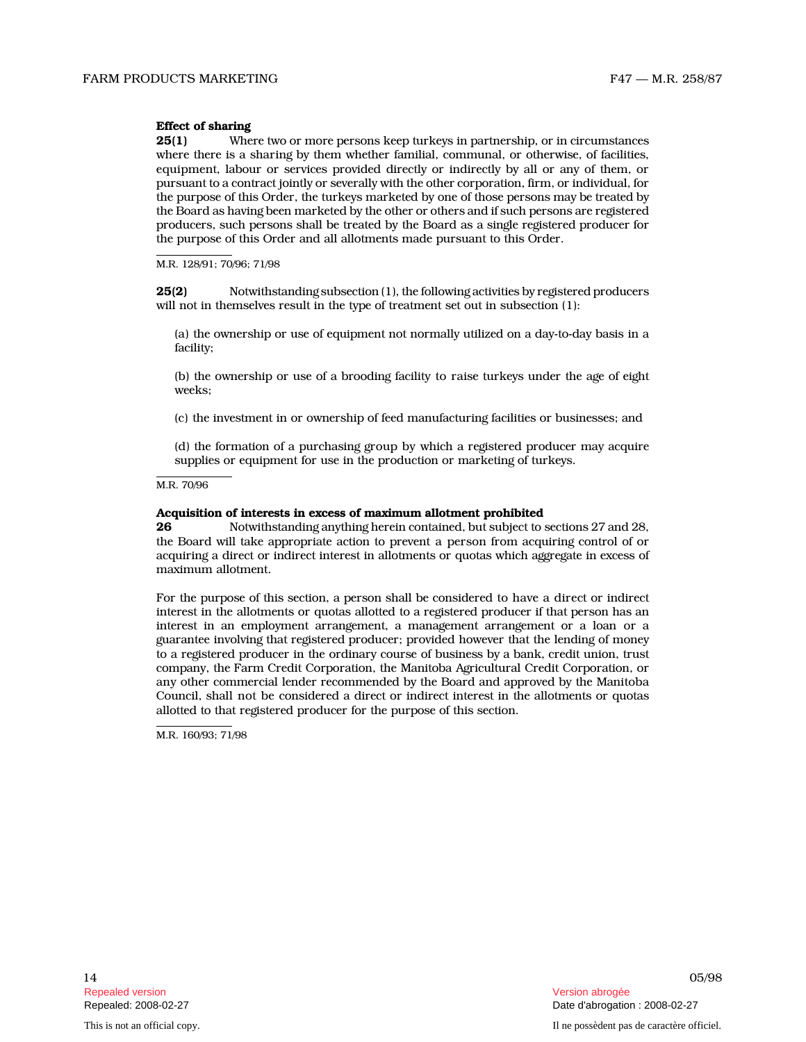**Effect of sharing**

**25(1)** Where two or more persons keep turkeys in partnership, or in circumstances where there is a sharing by them whether familial, communal, or otherwise, of facilities, equipment, labour or services provided directly or indirectly by all or any of them, or pursuant to a contract jointly or severally with the other corporation, firm, or individual, for the purpose of this Order, the turkeys marketed by one of those persons may be treated by the Board as having been marketed by the other or others and if such persons are registered producers, such persons shall be treated by the Board as a single registered producer for the purpose of this Order and all allotments made pursuant to this Order.

M.R. 128/91; 70/96; 71/98

**25(2)** Notwithstanding subsection (1), the following activities by registered producers will not in themselves result in the type of treatment set out in subsection (1):

(a) the ownership or use of equipment not normally utilized on a day-to-day basis in a facility;

(b) the ownership or use of a brooding facility to raise turkeys under the age of eight weeks;

(c) the investment in or ownership of feed manufacturing facilities or businesses; and

(d) the formation of a purchasing group by which a registered producer may acquire supplies or equipment for use in the production or marketing of turkeys.

M.R. 70/96

**Acquisition of interests in excess of maximum allotment prohibited**

**26** Notwithstanding anything herein contained, but subject to sections 27 and 28, the Board will take appropriate action to prevent a person from acquiring control of or acquiring a direct or indirect interest in allotments or quotas which aggregate in excess of maximum allotment.

For the purpose of this section, a person shall be considered to have a direct or indirect interest in the allotments or quotas allotted to a registered producer if that person has an interest in an employment arrangement, a management arrangement or a loan or a guarantee involving that registered producer; provided however that the lending of money to a registered producer in the ordinary course of business by a bank, credit union, trust company, the Farm Credit Corporation, the Manitoba Agricultural Credit Corporation, or any other commercial lender recommended by the Board and approved by the Manitoba Council, shall not be considered a direct or indirect interest in the allotments or quotas allotted to that registered producer for the purpose of this section.

M.R. 160/93; 71/98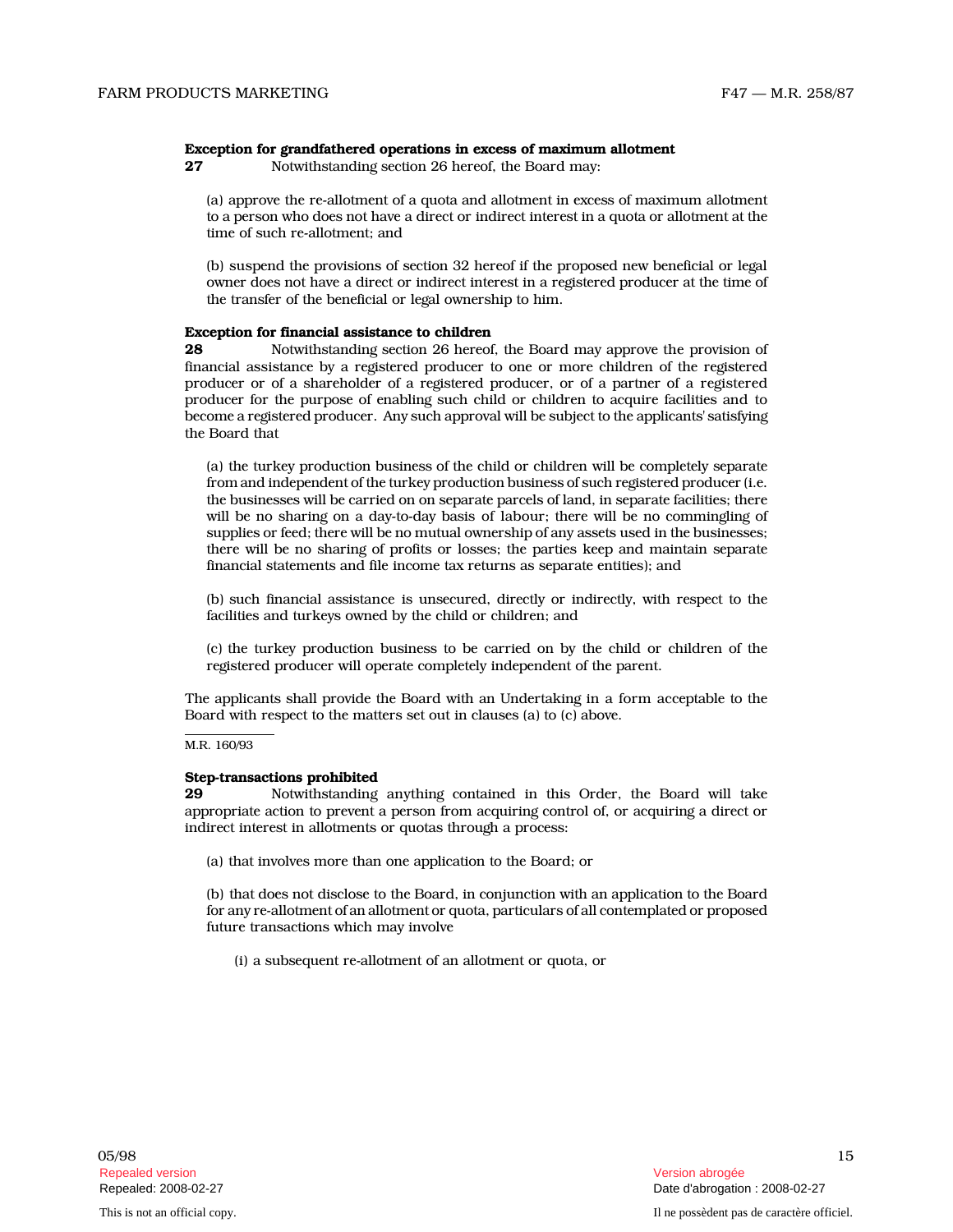**Exception for grandfathered operations in excess of maximum allotment**

**27** Notwithstanding section 26 hereof, the Board may:

(a) approve the re-allotment of a quota and allotment in excess of maximum allotment to a person who does not have a direct or indirect interest in a quota or allotment at the time of such re-allotment; and

(b) suspend the provisions of section 32 hereof if the proposed new beneficial or legal owner does not have a direct or indirect interest in a registered producer at the time of the transfer of the beneficial or legal ownership to him.

**Exception for financial assistance to children**

**28** Notwithstanding section 26 hereof, the Board may approve the provision of financial assistance by a registered producer to one or more children of the registered producer or of a shareholder of a registered producer, or of a partner of a registered producer for the purpose of enabling such child or children to acquire facilities and to become a registered producer. Any such approval will be subject to the applicants' satisfying the Board that

(a) the turkey production business of the child or children will be completely separate from and independent of the turkey production business of such registered producer (i.e. the businesses will be carried on on separate parcels of land, in separate facilities; there will be no sharing on a day-to-day basis of labour; there will be no commingling of supplies or feed; there will be no mutual ownership of any assets used in the businesses; there will be no sharing of profits or losses; the parties keep and maintain separate financial statements and file income tax returns as separate entities); and

(b) such financial assistance is unsecured, directly or indirectly, with respect to the facilities and turkeys owned by the child or children; and

(c) the turkey production business to be carried on by the child or children of the registered producer will operate completely independent of the parent.

The applicants shall provide the Board with an Undertaking in a form acceptable to the Board with respect to the matters set out in clauses (a) to (c) above.

M.R. 160/93

**Step-transactions prohibited**

**29** Notwithstanding anything contained in this Order, the Board will take appropriate action to prevent a person from acquiring control of, or acquiring a direct or indirect interest in allotments or quotas through a process:

(a) that involves more than one application to the Board; or

(b) that does not disclose to the Board, in conjunction with an application to the Board for any re-allotment of an allotment or quota, particulars of all contemplated or proposed future transactions which may involve

(i) a subsequent re-allotment of an allotment or quota, or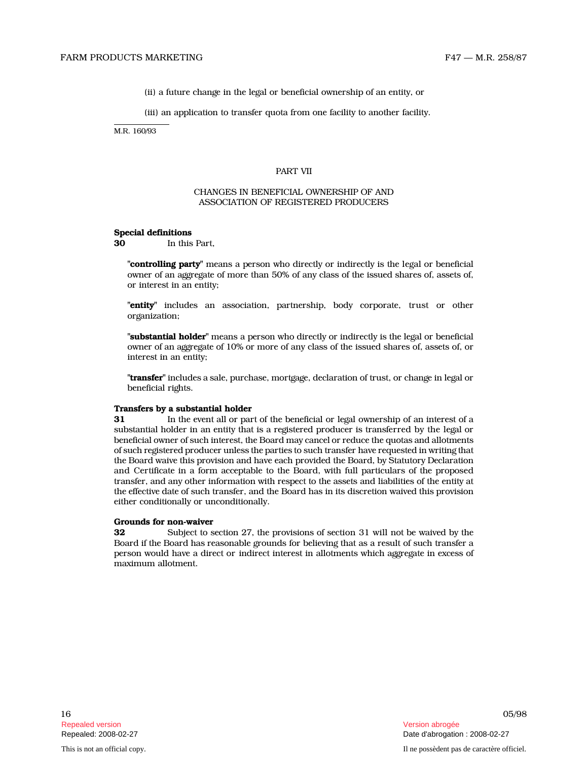(ii) a future change in the legal or beneficial ownership of an entity, or

(iii) an application to transfer quota from one facility to another facility.

M.R. 160/93

## PART VII

## CHANGES IN BENEFICIAL OWNERSHIP OF AND ASSOCIATION OF REGISTERED PRODUCERS

**Special definitions**

**30** In this Part,

"**controlling party**" means a person who directly or indirectly is the legal or beneficial owner of an aggregate of more than 50% of any class of the issued shares of, assets of, or interest in an entity;

"**entity**" includes an association, partnership, body corporate, trust or other organization;

"**substantial holder**" means a person who directly or indirectly is the legal or beneficial owner of an aggregate of 10% or more of any class of the issued shares of, assets of, or interest in an entity;

"**transfer**" includes a sale, purchase, mortgage, declaration of trust, or change in legal or beneficial rights.

**Transfers by a substantial holder**

**31** In the event all or part of the beneficial or legal ownership of an interest of a substantial holder in an entity that is a registered producer is transferred by the legal or beneficial owner of such interest, the Board may cancel or reduce the quotas and allotments of such registered producer unless the parties to such transfer have requested in writing that the Board waive this provision and have each provided the Board, by Statutory Declaration and Certificate in a form acceptable to the Board, with full particulars of the proposed transfer, and any other information with respect to the assets and liabilities of the entity at the effective date of such transfer, and the Board has in its discretion waived this provision either conditionally or unconditionally.

**Grounds for non-waiver**

**32** Subject to section 27, the provisions of section 31 will not be waived by the Board if the Board has reasonable grounds for believing that as a result of such transfer a person would have a direct or indirect interest in allotments which aggregate in excess of maximum allotment.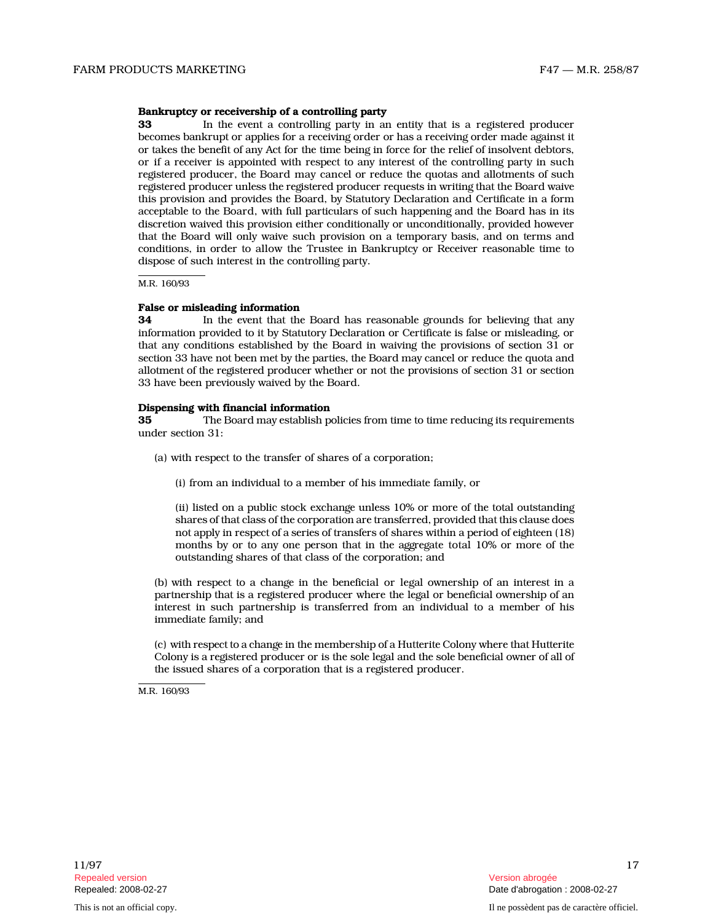**Bankruptcy or receivership of a controlling party**

**33** In the event a controlling party in an entity that is a registered producer becomes bankrupt or applies for a receiving order or has a receiving order made against it or takes the benefit of any Act for the time being in force for the relief of insolvent debtors, or if a receiver is appointed with respect to any interest of the controlling party in such registered producer, the Board may cancel or reduce the quotas and allotments of such registered producer unless the registered producer requests in writing that the Board waive this provision and provides the Board, by Statutory Declaration and Certificate in a form acceptable to the Board, with full particulars of such happening and the Board has in its discretion waived this provision either conditionally or unconditionally, provided however that the Board will only waive such provision on a temporary basis, and on terms and conditions, in order to allow the Trustee in Bankruptcy or Receiver reasonable time to dispose of such interest in the controlling party.

M.R. 160/93

**False or misleading information**

**34** In the event that the Board has reasonable grounds for believing that any information provided to it by Statutory Declaration or Certificate is false or misleading, or that any conditions established by the Board in waiving the provisions of section 31 or section 33 have not been met by the parties, the Board may cancel or reduce the quota and allotment of the registered producer whether or not the provisions of section 31 or section 33 have been previously waived by the Board.

**Dispensing with financial information**

**35** The Board may establish policies from time to time reducing its requirements under section 31:

(a) with respect to the transfer of shares of a corporation;

(i) from an individual to a member of his immediate family, or

(ii) listed on a public stock exchange unless 10% or more of the total outstanding shares of that class of the corporation are transferred, provided that this clause does not apply in respect of a series of transfers of shares within a period of eighteen (18) months by or to any one person that in the aggregate total 10% or more of the outstanding shares of that class of the corporation; and

(b) with respect to a change in the beneficial or legal ownership of an interest in a partnership that is a registered producer where the legal or beneficial ownership of an interest in such partnership is transferred from an individual to a member of his immediate family; and

(c) with respect to a change in the membership of a Hutterite Colony where that Hutterite Colony is a registered producer or is the sole legal and the sole beneficial owner of all of the issued shares of a corporation that is a registered producer.

M.R. 160/93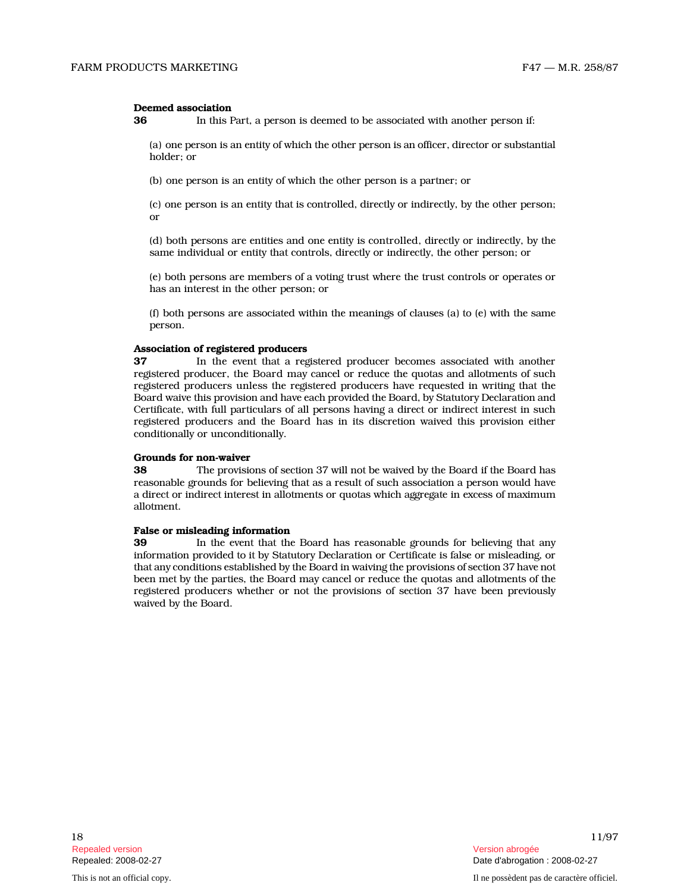**Deemed association**

**36** In this Part, a person is deemed to be associated with another person if:

(a) one person is an entity of which the other person is an officer, director or substantial holder; or

(b) one person is an entity of which the other person is a partner; or

(c) one person is an entity that is controlled, directly or indirectly, by the other person; or

(d) both persons are entities and one entity is controlled, directly or indirectly, by the same individual or entity that controls, directly or indirectly, the other person; or

(e) both persons are members of a voting trust where the trust controls or operates or has an interest in the other person; or

(f) both persons are associated within the meanings of clauses (a) to (e) with the same person.

**Association of registered producers**

**37** In the event that a registered producer becomes associated with another registered producer, the Board may cancel or reduce the quotas and allotments of such registered producers unless the registered producers have requested in writing that the Board waive this provision and have each provided the Board, by Statutory Declaration and Certificate, with full particulars of all persons having a direct or indirect interest in such registered producers and the Board has in its discretion waived this provision either conditionally or unconditionally.

**Grounds for non-waiver**

**38** The provisions of section 37 will not be waived by the Board if the Board has reasonable grounds for believing that as a result of such association a person would have a direct or indirect interest in allotments or quotas which aggregate in excess of maximum allotment.

**False or misleading information**

**39** In the event that the Board has reasonable grounds for believing that any information provided to it by Statutory Declaration or Certificate is false or misleading, or that any conditions established by the Board in waiving the provisions of section 37 have not been met by the parties, the Board may cancel or reduce the quotas and allotments of the registered producers whether or not the provisions of section 37 have been previously waived by the Board.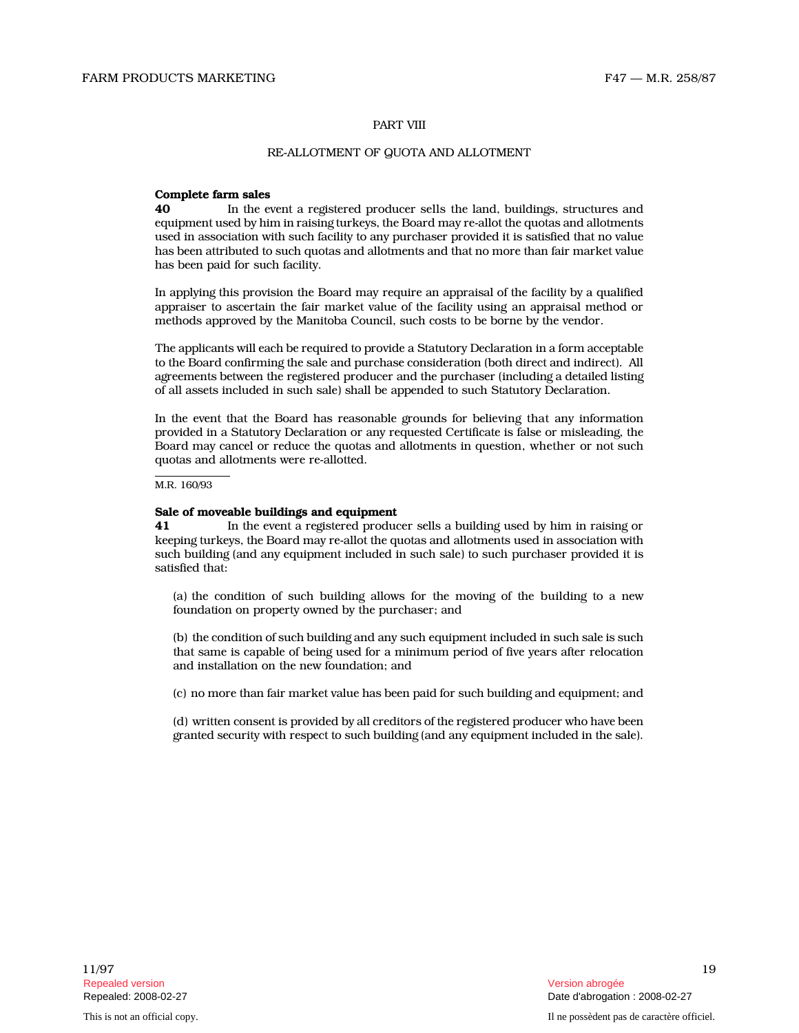## PART VIII

## RE-ALLOTMENT OF QUOTA AND ALLOTMENT

**Complete farm sales**

**40** In the event a registered producer sells the land, buildings, structures and equipment used by him in raising turkeys, the Board may re-allot the quotas and allotments used in association with such facility to any purchaser provided it is satisfied that no value has been attributed to such quotas and allotments and that no more than fair market value has been paid for such facility.

In applying this provision the Board may require an appraisal of the facility by a qualified appraiser to ascertain the fair market value of the facility using an appraisal method or methods approved by the Manitoba Council, such costs to be borne by the vendor.

The applicants will each be required to provide a Statutory Declaration in a form acceptable to the Board confirming the sale and purchase consideration (both direct and indirect). All agreements between the registered producer and the purchaser (including a detailed listing of all assets included in such sale) shall be appended to such Statutory Declaration.

In the event that the Board has reasonable grounds for believing that any information provided in a Statutory Declaration or any requested Certificate is false or misleading, the Board may cancel or reduce the quotas and allotments in question, whether or not such quotas and allotments were re-allotted.

M.R. 160/93

**Sale of moveable buildings and equipment**

**41** In the event a registered producer sells a building used by him in raising or keeping turkeys, the Board may re-allot the quotas and allotments used in association with such building (and any equipment included in such sale) to such purchaser provided it is satisfied that:

(a) the condition of such building allows for the moving of the building to a new foundation on property owned by the purchaser; and

(b) the condition of such building and any such equipment included in such sale is such that same is capable of being used for a minimum period of five years after relocation and installation on the new foundation; and

(c) no more than fair market value has been paid for such building and equipment; and

(d) written consent is provided by all creditors of the registered producer who have been granted security with respect to such building (and any equipment included in the sale).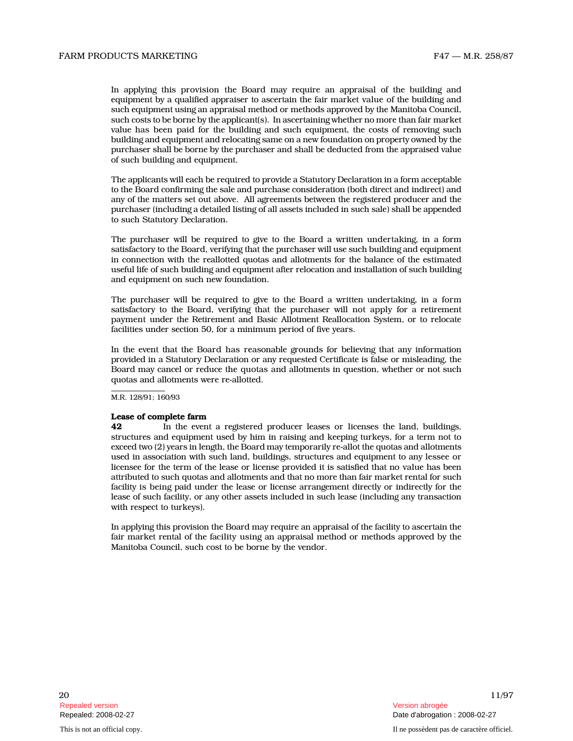In applying this provision the Board may require an appraisal of the building and equipment by a qualified appraiser to ascertain the fair market value of the building and such equipment using an appraisal method or methods approved by the Manitoba Council, such costs to be borne by the applicant(s). In ascertaining whether no more than fair market value has been paid for the building and such equipment, the costs of removing such building and equipment and relocating same on a new foundation on property owned by the purchaser shall be borne by the purchaser and shall be deducted from the appraised value of such building and equipment.

The applicants will each be required to provide a Statutory Declaration in a form acceptable to the Board confirming the sale and purchase consideration (both direct and indirect) and any of the matters set out above. All agreements between the registered producer and the purchaser (including a detailed listing of all assets included in such sale) shall be appended to such Statutory Declaration.

The purchaser will be required to give to the Board a written undertaking, in a form satisfactory to the Board, verifying that the purchaser will use such building and equipment in connection with the reallotted quotas and allotments for the balance of the estimated useful life of such building and equipment after relocation and installation of such building and equipment on such new foundation.

The purchaser will be required to give to the Board a written undertaking, in a form satisfactory to the Board, verifying that the purchaser will not apply for a retirement payment under the Retirement and Basic Allotment Reallocation System, or to relocate facilities under section 50, for a minimum period of five years.

In the event that the Board has reasonable grounds for believing that any information provided in a Statutory Declaration or any requested Certificate is false or misleading, the Board may cancel or reduce the quotas and allotments in question, whether or not such quotas and allotments were re-allotted.

M.R. 128/91; 160/93

**Lease of complete farm**

**42** In the event a registered producer leases or licenses the land, buildings, structures and equipment used by him in raising and keeping turkeys, for a term not to exceed two (2) years in length, the Board may temporarily re-allot the quotas and allotments used in association with such land, buildings, structures and equipment to any lessee or licensee for the term of the lease or license provided it is satisfied that no value has been attributed to such quotas and allotments and that no more than fair market rental for such facility is being paid under the lease or license arrangement directly or indirectly for the lease of such facility, or any other assets included in such lease (including any transaction with respect to turkeys).

In applying this provision the Board may require an appraisal of the facility to ascertain the fair market rental of the facility using an appraisal method or methods approved by the Manitoba Council, such cost to be borne by the vendor.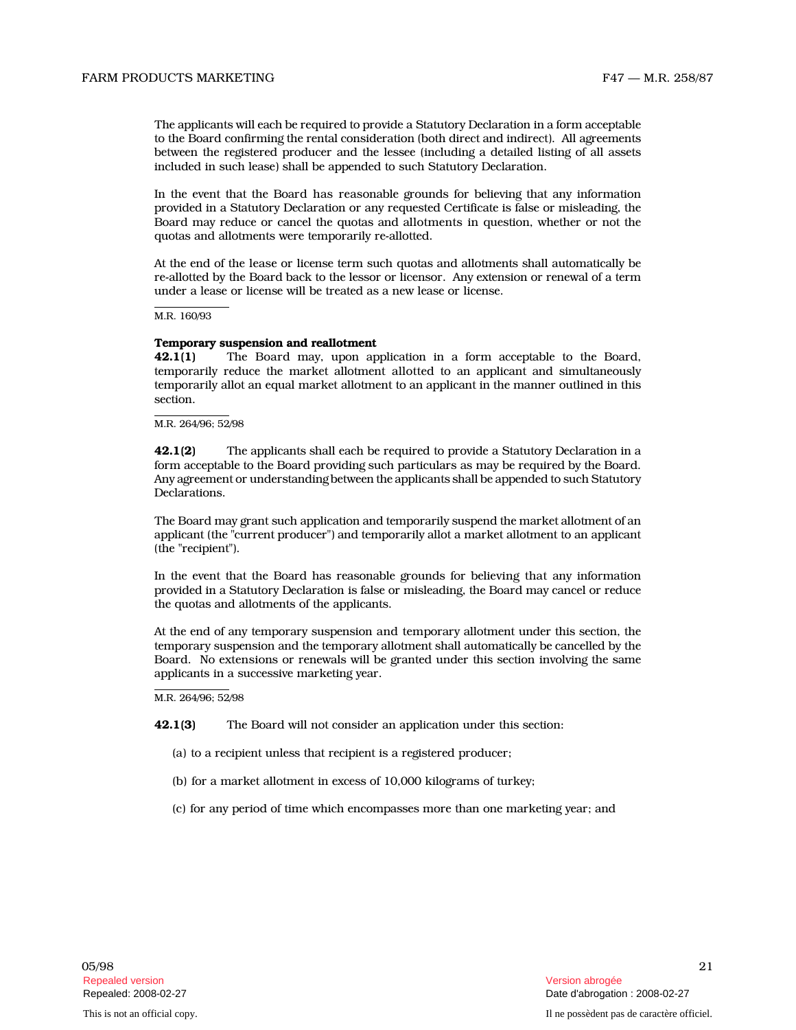The applicants will each be required to provide a Statutory Declaration in a form acceptable to the Board confirming the rental consideration (both direct and indirect). All agreements between the registered producer and the lessee (including a detailed listing of all assets included in such lease) shall be appended to such Statutory Declaration.

In the event that the Board has reasonable grounds for believing that any information provided in a Statutory Declaration or any requested Certificate is false or misleading, the Board may reduce or cancel the quotas and allotments in question, whether or not the quotas and allotments were temporarily re-allotted.

At the end of the lease or license term such quotas and allotments shall automatically be re-allotted by the Board back to the lessor or licensor. Any extension or renewal of a term under a lease or license will be treated as a new lease or license.

M.R. 160/93

**Temporary suspension and reallotment**

**42.1(1)** The Board may, upon application in a form acceptable to the Board, temporarily reduce the market allotment allotted to an applicant and simultaneously temporarily allot an equal market allotment to an applicant in the manner outlined in this section.

M.R. 264/96; 52/98

**42.1(2)** The applicants shall each be required to provide a Statutory Declaration in a form acceptable to the Board providing such particulars as may be required by the Board. Any agreement or understanding between the applicants shall be appended to such Statutory Declarations.

The Board may grant such application and temporarily suspend the market allotment of an applicant (the "current producer") and temporarily allot a market allotment to an applicant (the "recipient").

In the event that the Board has reasonable grounds for believing that any information provided in a Statutory Declaration is false or misleading, the Board may cancel or reduce the quotas and allotments of the applicants.

At the end of any temporary suspension and temporary allotment under this section, the temporary suspension and the temporary allotment shall automatically be cancelled by the Board. No extensions or renewals will be granted under this section involving the same applicants in a successive marketing year.

M.R. 264/96; 52/98

**42.1(3)** The Board will not consider an application under this section:

(a) to a recipient unless that recipient is a registered producer;

(b) for a market allotment in excess of 10,000 kilograms of turkey;

(c) for any period of time which encompasses more than one marketing year; and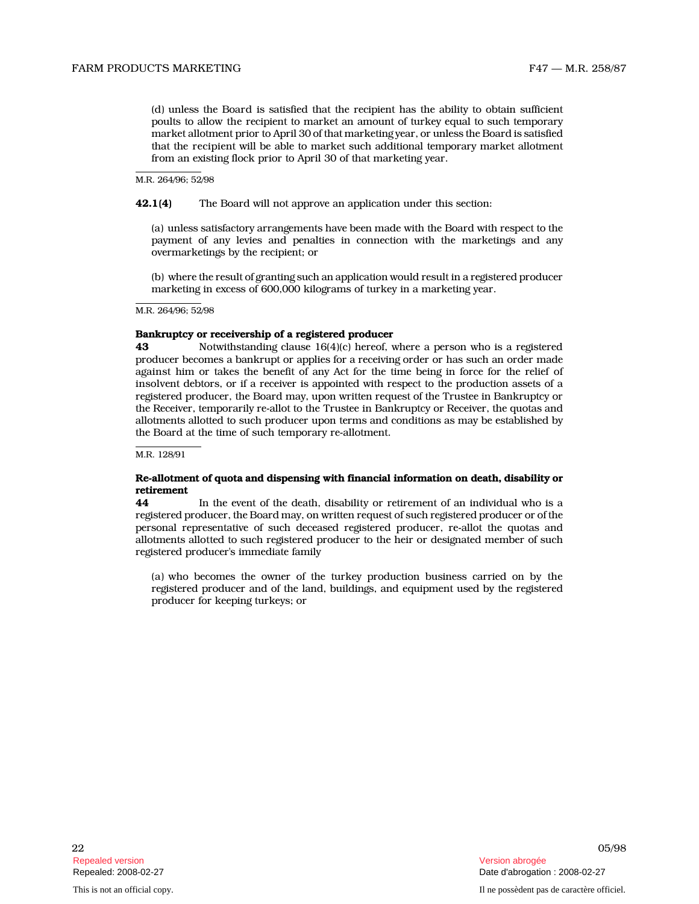(d) unless the Board is satisfied that the recipient has the ability to obtain sufficient poults to allow the recipient to market an amount of turkey equal to such temporary market allotment prior to April 30 of that marketing year, or unless the Board is satisfied that the recipient will be able to market such additional temporary market allotment from an existing flock prior to April 30 of that marketing year.

M.R. 264/96; 52/98

**42.1(4)** The Board will not approve an application under this section:

(a) unless satisfactory arrangements have been made with the Board with respect to the payment of any levies and penalties in connection with the marketings and any overmarketings by the recipient; or

(b) where the result of granting such an application would result in a registered producer marketing in excess of 600,000 kilograms of turkey in a marketing year.

M.R. 264/96; 52/98

**Bankruptcy or receivership of a registered producer**

**43** Notwithstanding clause 16(4)(c) hereof, where a person who is a registered producer becomes a bankrupt or applies for a receiving order or has such an order made against him or takes the benefit of any Act for the time being in force for the relief of insolvent debtors, or if a receiver is appointed with respect to the production assets of a registered producer, the Board may, upon written request of the Trustee in Bankruptcy or the Receiver, temporarily re-allot to the Trustee in Bankruptcy or Receiver, the quotas and allotments allotted to such producer upon terms and conditions as may be established by the Board at the time of such temporary re-allotment.

M.R. 128/91

**Re-allotment of quota and dispensing with financial information on death, disability or retirement**

**44** In the event of the death, disability or retirement of an individual who is a registered producer, the Board may, on written request of such registered producer or of the personal representative of such deceased registered producer, re-allot the quotas and allotments allotted to such registered producer to the heir or designated member of such registered producer's immediate family

(a) who becomes the owner of the turkey production business carried on by the registered producer and of the land, buildings, and equipment used by the registered producer for keeping turkeys; or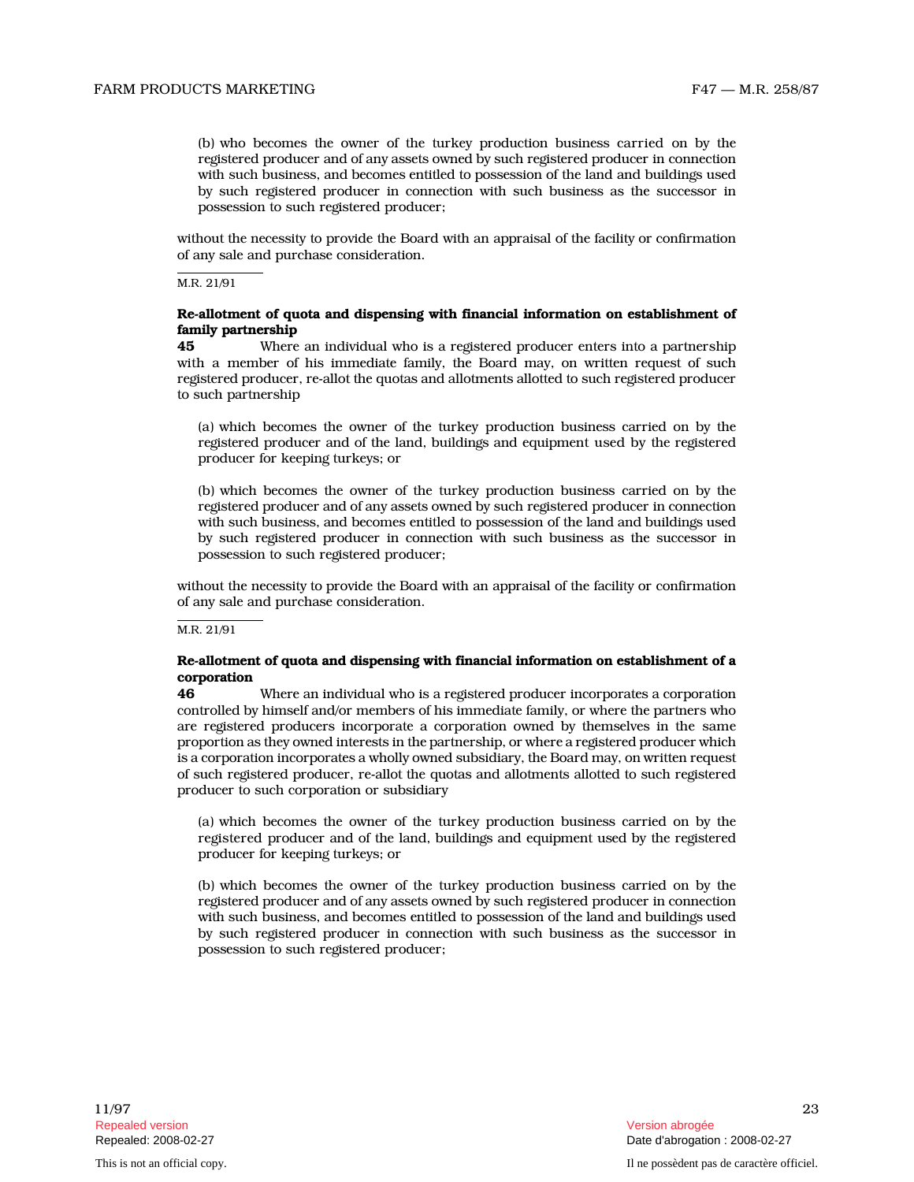(b) who becomes the owner of the turkey production business carried on by the registered producer and of any assets owned by such registered producer in connection with such business, and becomes entitled to possession of the land and buildings used by such registered producer in connection with such business as the successor in possession to such registered producer;

without the necessity to provide the Board with an appraisal of the facility or confirmation of any sale and purchase consideration.

M.R. 21/91

**Re-allotment of quota and dispensing with financial information on establishment of family partnership**

**45** Where an individual who is a registered producer enters into a partnership with a member of his immediate family, the Board may, on written request of such registered producer, re-allot the quotas and allotments allotted to such registered producer to such partnership

(a) which becomes the owner of the turkey production business carried on by the registered producer and of the land, buildings and equipment used by the registered producer for keeping turkeys; or

(b) which becomes the owner of the turkey production business carried on by the registered producer and of any assets owned by such registered producer in connection with such business, and becomes entitled to possession of the land and buildings used by such registered producer in connection with such business as the successor in possession to such registered producer;

without the necessity to provide the Board with an appraisal of the facility or confirmation of any sale and purchase consideration.

M.R. 21/91

**Re-allotment of quota and dispensing with financial information on establishment of a corporation**

**46** Where an individual who is a registered producer incorporates a corporation controlled by himself and/or members of his immediate family, or where the partners who are registered producers incorporate a corporation owned by themselves in the same proportion as they owned interests in the partnership, or where a registered producer which is a corporation incorporates a wholly owned subsidiary, the Board may, on written request of such registered producer, re-allot the quotas and allotments allotted to such registered producer to such corporation or subsidiary

(a) which becomes the owner of the turkey production business carried on by the registered producer and of the land, buildings and equipment used by the registered producer for keeping turkeys; or

(b) which becomes the owner of the turkey production business carried on by the registered producer and of any assets owned by such registered producer in connection with such business, and becomes entitled to possession of the land and buildings used by such registered producer in connection with such business as the successor in possession to such registered producer;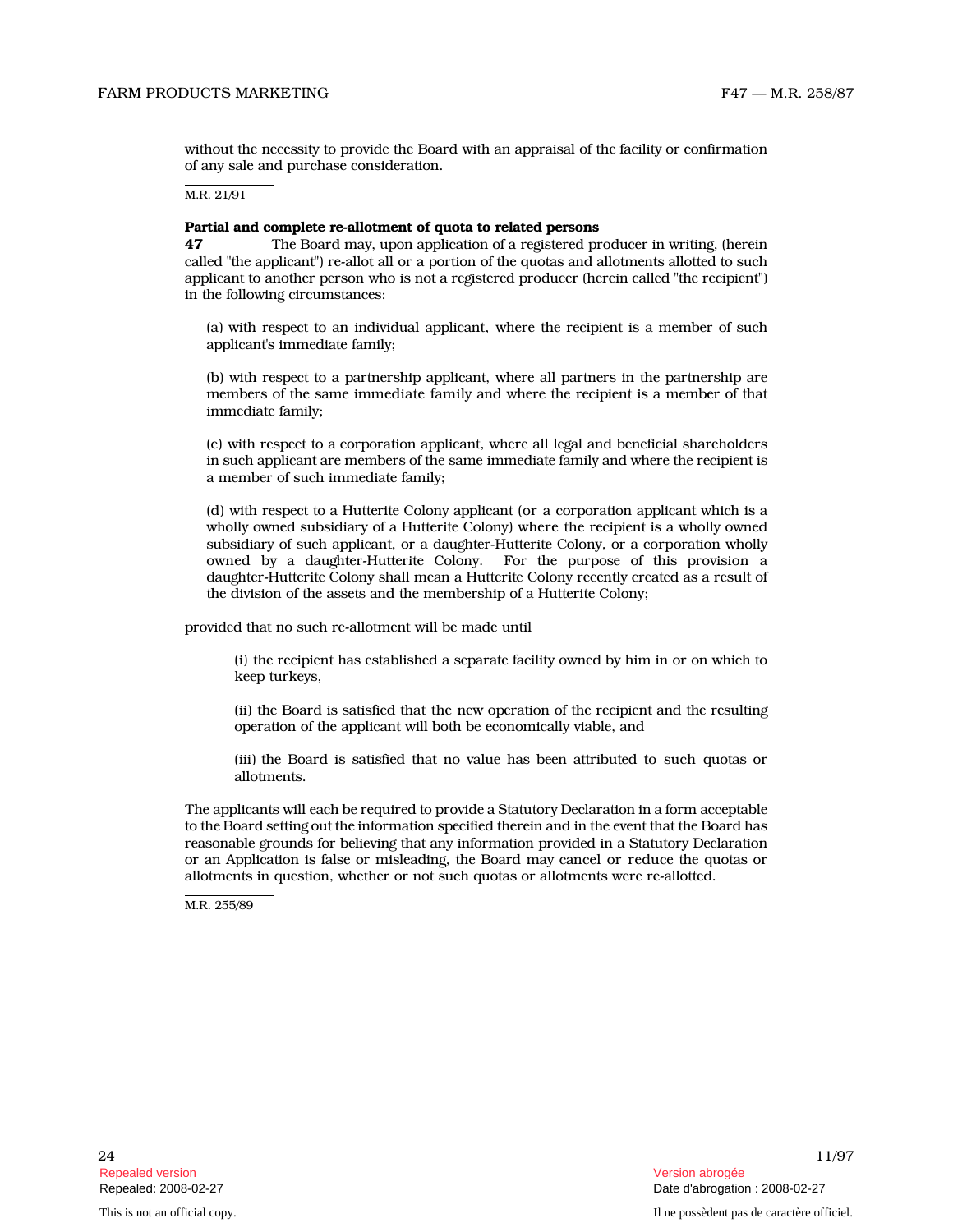without the necessity to provide the Board with an appraisal of the facility or confirmation of any sale and purchase consideration.

M.R. 21/91

**Partial and complete re-allotment of quota to related persons**

**47** The Board may, upon application of a registered producer in writing, (herein called "the applicant") re-allot all or a portion of the quotas and allotments allotted to such applicant to another person who is not a registered producer (herein called "the recipient") in the following circumstances:

(a) with respect to an individual applicant, where the recipient is a member of such applicant's immediate family;

(b) with respect to a partnership applicant, where all partners in the partnership are members of the same immediate family and where the recipient is a member of that immediate family;

(c) with respect to a corporation applicant, where all legal and beneficial shareholders in such applicant are members of the same immediate family and where the recipient is a member of such immediate family;

(d) with respect to a Hutterite Colony applicant (or a corporation applicant which is a wholly owned subsidiary of a Hutterite Colony) where the recipient is a wholly owned subsidiary of such applicant, or a daughter-Hutterite Colony, or a corporation wholly owned by a daughter-Hutterite Colony. For the purpose of this provision a daughter-Hutterite Colony shall mean a Hutterite Colony recently created as a result of the division of the assets and the membership of a Hutterite Colony;

provided that no such re-allotment will be made until

(i) the recipient has established a separate facility owned by him in or on which to keep turkeys,

(ii) the Board is satisfied that the new operation of the recipient and the resulting operation of the applicant will both be economically viable, and

(iii) the Board is satisfied that no value has been attributed to such quotas or allotments.

The applicants will each be required to provide a Statutory Declaration in a form acceptable to the Board setting out the information specified therein and in the event that the Board has reasonable grounds for believing that any information provided in a Statutory Declaration or an Application is false or misleading, the Board may cancel or reduce the quotas or allotments in question, whether or not such quotas or allotments were re-allotted.

M.R. 255/89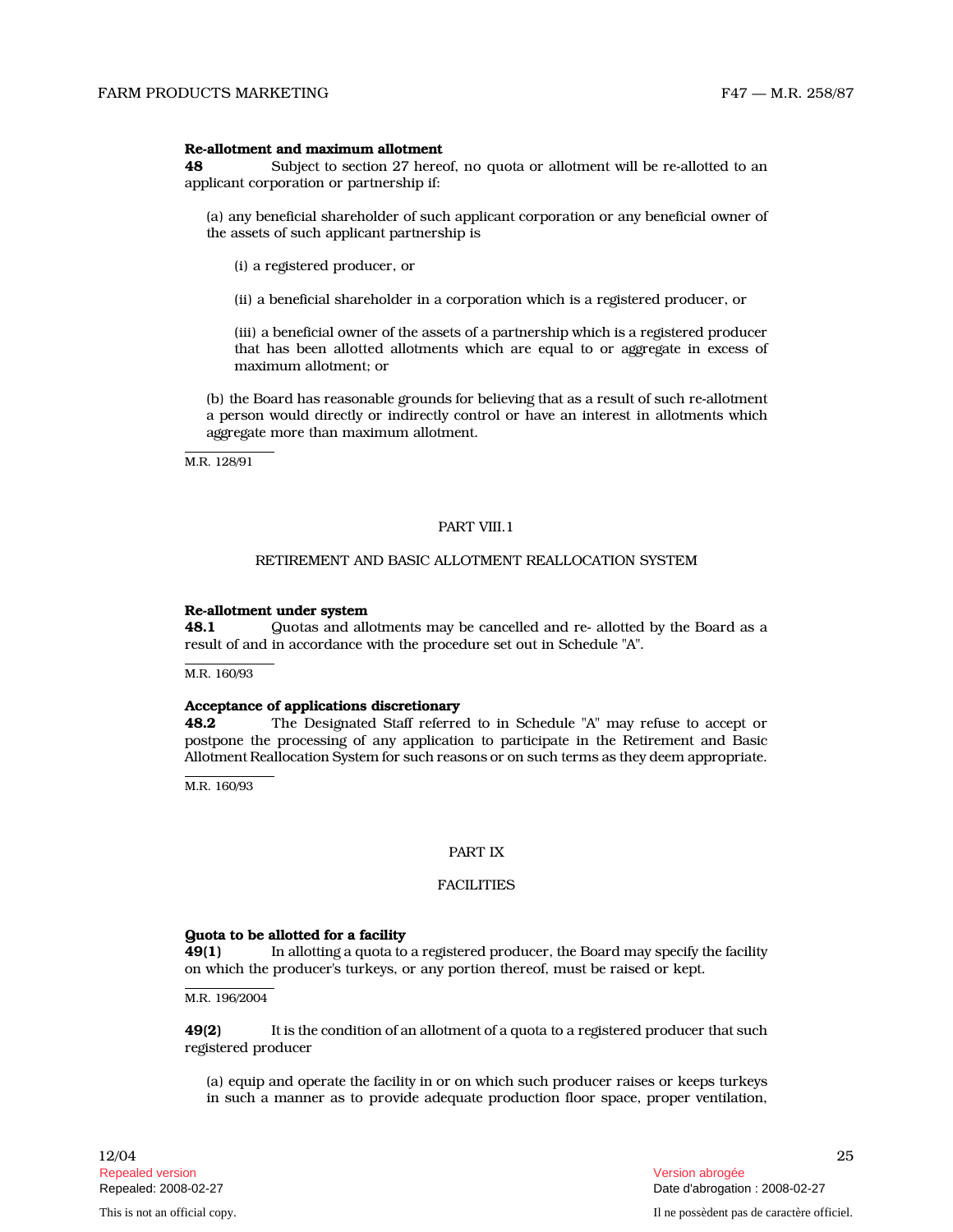**Re-allotment and maximum allotment**

**48** Subject to section 27 hereof, no quota or allotment will be re-allotted to an applicant corporation or partnership if:

(a) any beneficial shareholder of such applicant corporation or any beneficial owner of the assets of such applicant partnership is

(i) a registered producer, or

(ii) a beneficial shareholder in a corporation which is a registered producer, or

(iii) a beneficial owner of the assets of a partnership which is a registered producer that has been allotted allotments which are equal to or aggregate in excess of maximum allotment; or

(b) the Board has reasonable grounds for believing that as a result of such re-allotment a person would directly or indirectly control or have an interest in allotments which aggregate more than maximum allotment.

M.R. 128/91

PART VIII.1

RETIREMENT AND BASIC ALLOTMENT REALLOCATION SYSTEM

**Re-allotment under system**

**48.1** Quotas and allotments may be cancelled and re- allotted by the Board as a result of and in accordance with the procedure set out in Schedule "A".

M.R. 160/93

**Acceptance of applications discretionary**

**48.2** The Designated Staff referred to in Schedule "A" may refuse to accept or postpone the processing of any application to participate in the Retirement and Basic Allotment Reallocation System for such reasons or on such terms as they deem appropriate.

M.R. 160/93

PART IX

FACILITIES

**Quota to be allotted for a facility**

**49(1)** In allotting a quota to a registered producer, the Board may specify the facility on which the producer's turkeys, or any portion thereof, must be raised or kept.

M.R. 196/2004

**49(2)** It is the condition of an allotment of a quota to a registered producer that such registered producer

(a) equip and operate the facility in or on which such producer raises or keeps turkeys in such a manner as to provide adequate production floor space, proper ventilation,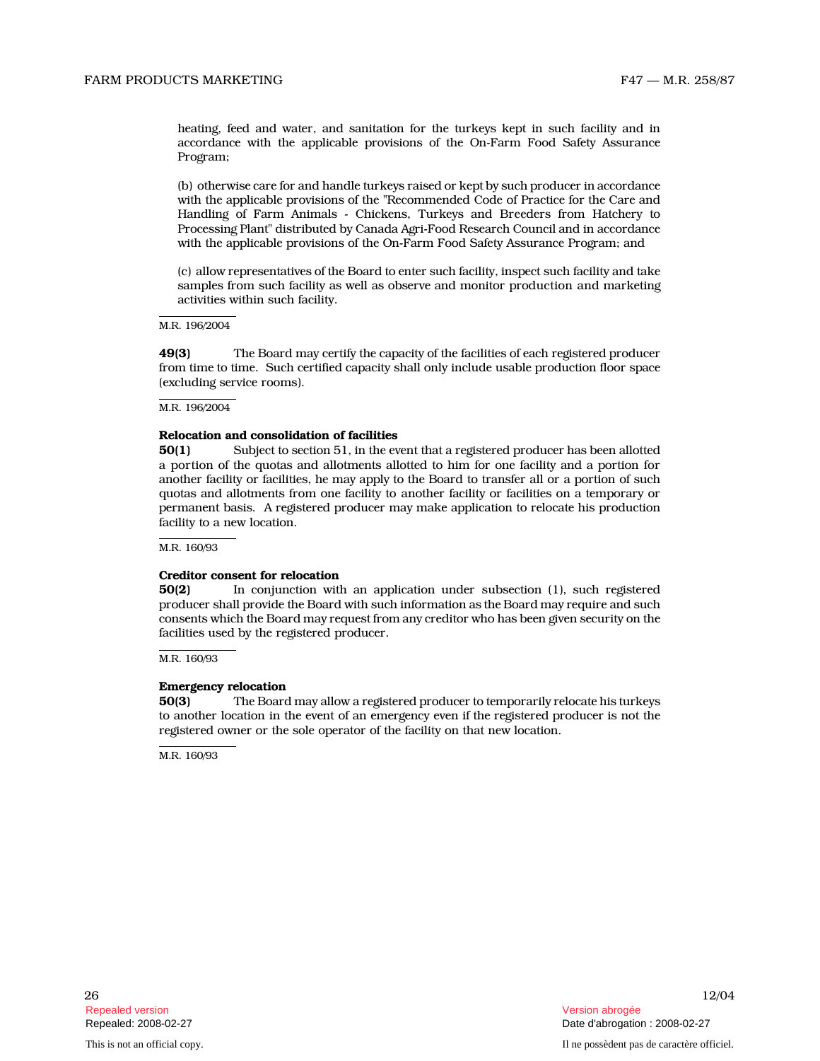heating, feed and water, and sanitation for the turkeys kept in such facility and in accordance with the applicable provisions of the On-Farm Food Safety Assurance Program;

(b) otherwise care for and handle turkeys raised or kept by such producer in accordance with the applicable provisions of the "Recommended Code of Practice for the Care and Handling of Farm Animals - Chickens, Turkeys and Breeders from Hatchery to Processing Plant" distributed by Canada Agri-Food Research Council and in accordance with the applicable provisions of the On-Farm Food Safety Assurance Program; and

(c) allow representatives of the Board to enter such facility, inspect such facility and take samples from such facility as well as observe and monitor production and marketing activities within such facility.

M.R. 196/2004

**49(3)** The Board may certify the capacity of the facilities of each registered producer from time to time. Such certified capacity shall only include usable production floor space (excluding service rooms).

M.R. 196/2004

**Relocation and consolidation of facilities**

**50(1)** Subject to section 51, in the event that a registered producer has been allotted a portion of the quotas and allotments allotted to him for one facility and a portion for another facility or facilities, he may apply to the Board to transfer all or a portion of such quotas and allotments from one facility to another facility or facilities on a temporary or permanent basis. A registered producer may make application to relocate his production facility to a new location.

M.R. 160/93

**Creditor consent for relocation**

**50(2)** In conjunction with an application under subsection (1), such registered producer shall provide the Board with such information as the Board may require and such consents which the Board may request from any creditor who has been given security on the facilities used by the registered producer.

M.R. 160/93

**Emergency relocation**

**50(3)** The Board may allow a registered producer to temporarily relocate his turkeys to another location in the event of an emergency even if the registered producer is not the registered owner or the sole operator of the facility on that new location.

M.R. 160/93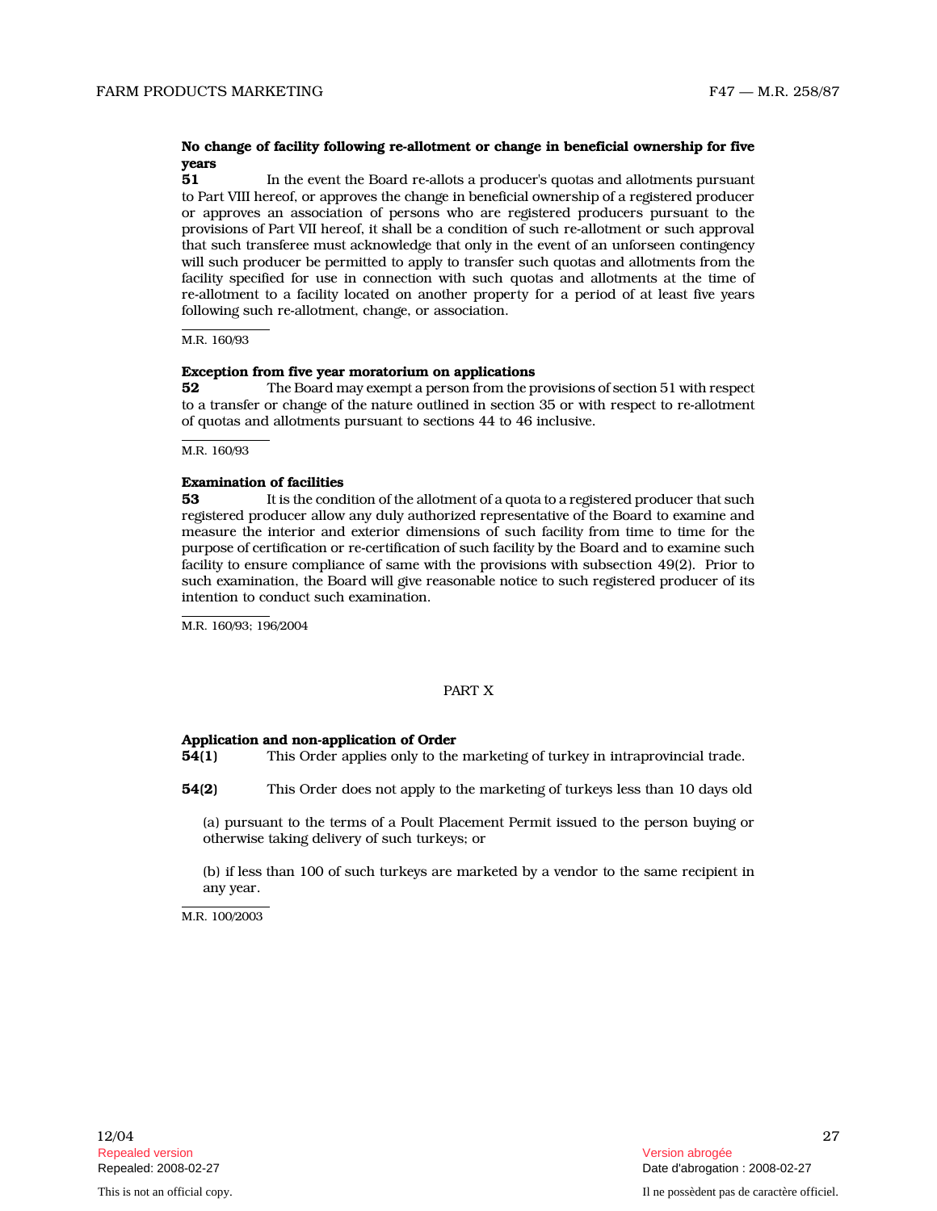**No change of facility following re-allotment or change in beneficial ownership for five years**

**51** In the event the Board re-allots a producer's quotas and allotments pursuant to Part VIII hereof, or approves the change in beneficial ownership of a registered producer or approves an association of persons who are registered producers pursuant to the provisions of Part VII hereof, it shall be a condition of such re-allotment or such approval that such transferee must acknowledge that only in the event of an unforseen contingency will such producer be permitted to apply to transfer such quotas and allotments from the facility specified for use in connection with such quotas and allotments at the time of re-allotment to a facility located on another property for a period of at least five years following such re-allotment, change, or association.

M.R. 160/93

**Exception from five year moratorium on applications**

**52** The Board may exempt a person from the provisions of section 51 with respect to a transfer or change of the nature outlined in section 35 or with respect to re-allotment of quotas and allotments pursuant to sections 44 to 46 inclusive.

M.R. 160/93

**Examination of facilities**

**53** It is the condition of the allotment of a quota to a registered producer that such registered producer allow any duly authorized representative of the Board to examine and measure the interior and exterior dimensions of such facility from time to time for the purpose of certification or re-certification of such facility by the Board and to examine such facility to ensure compliance of same with the provisions with subsection 49(2). Prior to such examination, the Board will give reasonable notice to such registered producer of its intention to conduct such examination.

M.R. 160/93; 196/2004

PART X

**Application and non-application of Order**

**54(1)** This Order applies only to the marketing of turkey in intraprovincial trade.

**54(2)** This Order does not apply to the marketing of turkeys less than 10 days old

(a) pursuant to the terms of a Poult Placement Permit issued to the person buying or otherwise taking delivery of such turkeys; or

(b) if less than 100 of such turkeys are marketed by a vendor to the same recipient in any year.

M.R. 100/2003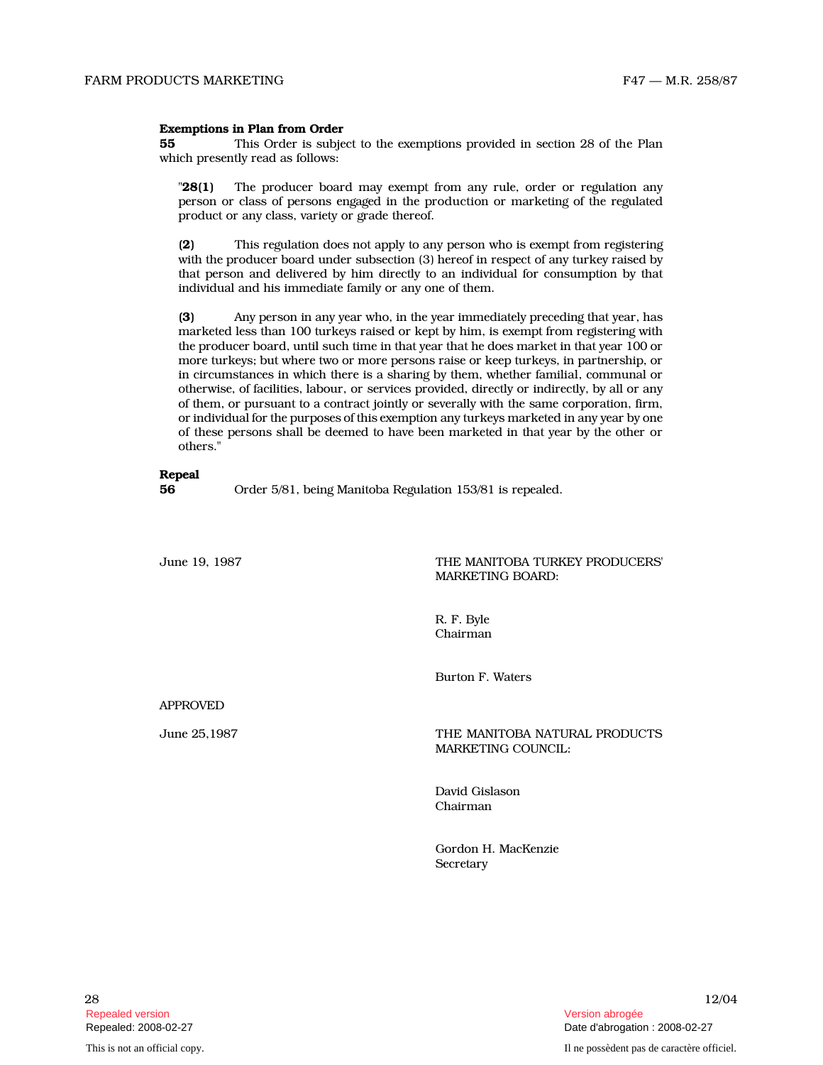**Exemptions in Plan from Order**

**55** This Order is subject to the exemptions provided in section 28 of the Plan which presently read as follows:

> "**28(1)** The producer board may exempt from any rule, order or regulation any person or class of persons engaged in the production or marketing of the regulated product or any class, variety or grade thereof.
>
> **(2)** This regulation does not apply to any person who is exempt from registering with the producer board under subsection (3) hereof in respect of any turkey raised by that person and delivered by him directly to an individual for consumption by that individual and his immediate family or any one of them.
>
> **(3)** Any person in any year who, in the year immediately preceding that year, has marketed less than 100 turkeys raised or kept by him, is exempt from registering with the producer board, until such time in that year that he does market in that year 100 or more turkeys; but where two or more persons raise or keep turkeys, in partnership, or in circumstances in which there is a sharing by them, whether familial, communal or otherwise, of facilities, labour, or services provided, directly or indirectly, by all or any of them, or pursuant to a contract jointly or severally with the same corporation, firm, or individual for the purposes of this exemption any turkeys marketed in any year by one of these persons shall be deemed to have been marketed in that year by the other or others."

**Repeal**

**56** Order 5/81, being Manitoba Regulation 153/81 is repealed.

June 19, 1987

THE MANITOBA TURKEY PRODUCERS' MARKETING BOARD:

R. F. Byle
Chairman

Burton F. Waters

APPROVED

June 25,1987

THE MANITOBA NATURAL PRODUCTS MARKETING COUNCIL:

David Gislason
Chairman

Gordon H. MacKenzie
Secretary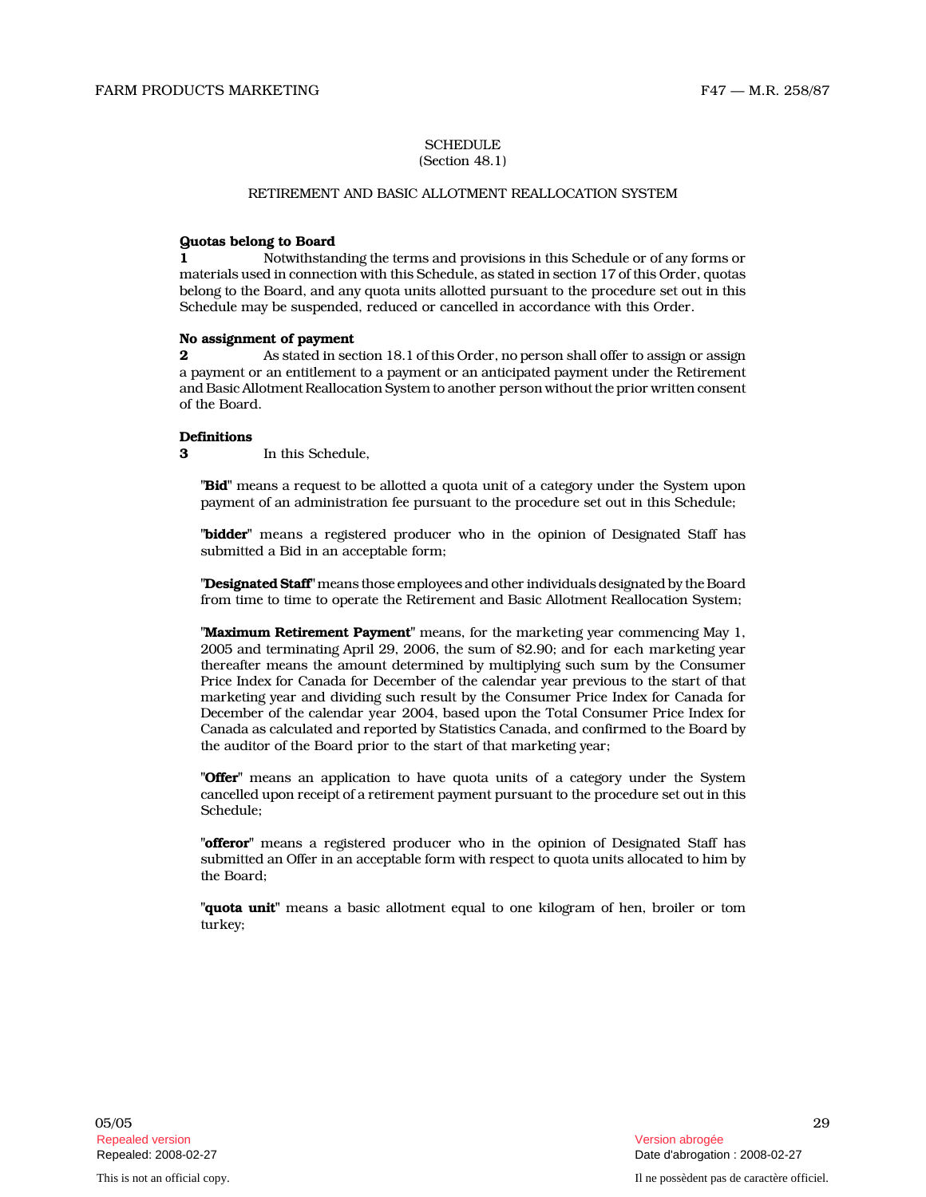## SCHEDULE
(Section 48.1)

### RETIREMENT AND BASIC ALLOTMENT REALLOCATION SYSTEM

**Quotas belong to Board**

**1** Notwithstanding the terms and provisions in this Schedule or of any forms or materials used in connection with this Schedule, as stated in section 17 of this Order, quotas belong to the Board, and any quota units allotted pursuant to the procedure set out in this Schedule may be suspended, reduced or cancelled in accordance with this Order.

**No assignment of payment**

**2** As stated in section 18.1 of this Order, no person shall offer to assign or assign a payment or an entitlement to a payment or an anticipated payment under the Retirement and Basic Allotment Reallocation System to another person without the prior written consent of the Board.

**Definitions**

**3** In this Schedule,

"**Bid**" means a request to be allotted a quota unit of a category under the System upon payment of an administration fee pursuant to the procedure set out in this Schedule;

"**bidder**" means a registered producer who in the opinion of Designated Staff has submitted a Bid in an acceptable form;

"**Designated Staff**" means those employees and other individuals designated by the Board from time to time to operate the Retirement and Basic Allotment Reallocation System;

"**Maximum Retirement Payment**" means, for the marketing year commencing May 1, 2005 and terminating April 29, 2006, the sum of $2.90; and for each marketing year thereafter means the amount determined by multiplying such sum by the Consumer Price Index for Canada for December of the calendar year previous to the start of that marketing year and dividing such result by the Consumer Price Index for Canada for December of the calendar year 2004, based upon the Total Consumer Price Index for Canada as calculated and reported by Statistics Canada, and confirmed to the Board by the auditor of the Board prior to the start of that marketing year;

"**Offer**" means an application to have quota units of a category under the System cancelled upon receipt of a retirement payment pursuant to the procedure set out in this Schedule;

"**offeror**" means a registered producer who in the opinion of Designated Staff has submitted an Offer in an acceptable form with respect to quota units allocated to him by the Board;

"**quota unit**" means a basic allotment equal to one kilogram of hen, broiler or tom turkey;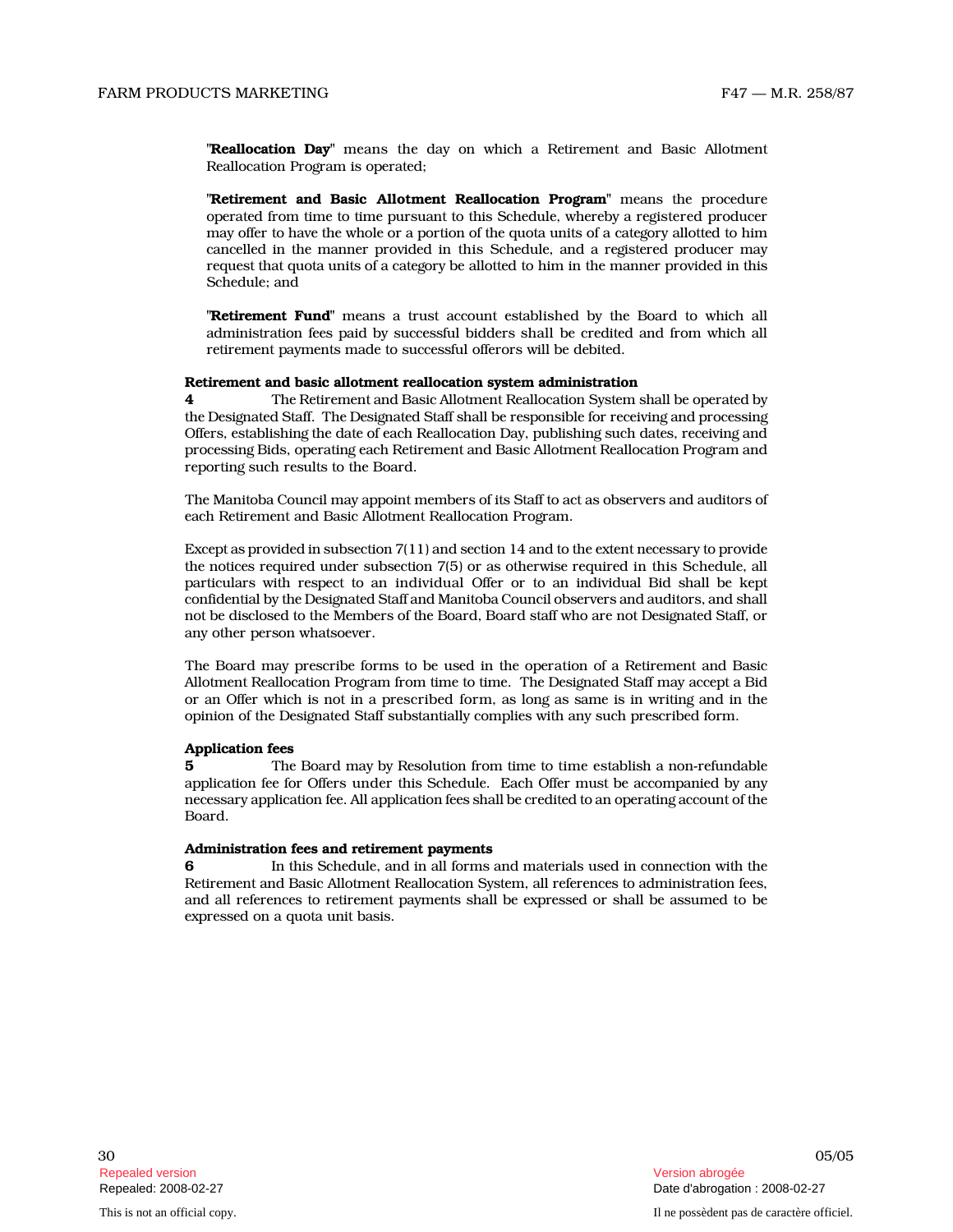"**Reallocation Day**" means the day on which a Retirement and Basic Allotment Reallocation Program is operated;

"**Retirement and Basic Allotment Reallocation Program**" means the procedure operated from time to time pursuant to this Schedule, whereby a registered producer may offer to have the whole or a portion of the quota units of a category allotted to him cancelled in the manner provided in this Schedule, and a registered producer may request that quota units of a category be allotted to him in the manner provided in this Schedule; and

"**Retirement Fund**" means a trust account established by the Board to which all administration fees paid by successful bidders shall be credited and from which all retirement payments made to successful offerors will be debited.

**Retirement and basic allotment reallocation system administration**

**4** The Retirement and Basic Allotment Reallocation System shall be operated by the Designated Staff. The Designated Staff shall be responsible for receiving and processing Offers, establishing the date of each Reallocation Day, publishing such dates, receiving and processing Bids, operating each Retirement and Basic Allotment Reallocation Program and reporting such results to the Board.

The Manitoba Council may appoint members of its Staff to act as observers and auditors of each Retirement and Basic Allotment Reallocation Program.

Except as provided in subsection 7(11) and section 14 and to the extent necessary to provide the notices required under subsection 7(5) or as otherwise required in this Schedule, all particulars with respect to an individual Offer or to an individual Bid shall be kept confidential by the Designated Staff and Manitoba Council observers and auditors, and shall not be disclosed to the Members of the Board, Board staff who are not Designated Staff, or any other person whatsoever.

The Board may prescribe forms to be used in the operation of a Retirement and Basic Allotment Reallocation Program from time to time. The Designated Staff may accept a Bid or an Offer which is not in a prescribed form, as long as same is in writing and in the opinion of the Designated Staff substantially complies with any such prescribed form.

**Application fees**

**5** The Board may by Resolution from time to time establish a non-refundable application fee for Offers under this Schedule. Each Offer must be accompanied by any necessary application fee. All application fees shall be credited to an operating account of the Board.

**Administration fees and retirement payments**

**6** In this Schedule, and in all forms and materials used in connection with the Retirement and Basic Allotment Reallocation System, all references to administration fees, and all references to retirement payments shall be expressed or shall be assumed to be expressed on a quota unit basis.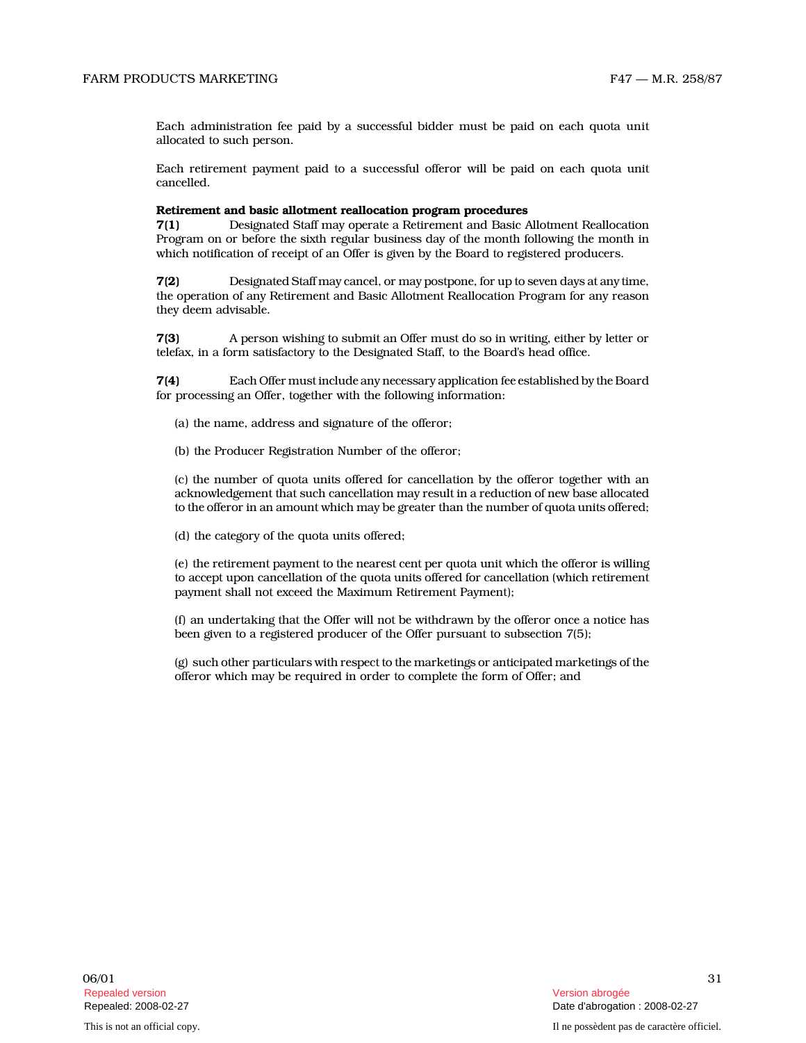Each administration fee paid by a successful bidder must be paid on each quota unit allocated to such person.

Each retirement payment paid to a successful offeror will be paid on each quota unit cancelled.

**Retirement and basic allotment reallocation program procedures**

**7(1)** Designated Staff may operate a Retirement and Basic Allotment Reallocation Program on or before the sixth regular business day of the month following the month in which notification of receipt of an Offer is given by the Board to registered producers.

**7(2)** Designated Staff may cancel, or may postpone, for up to seven days at any time, the operation of any Retirement and Basic Allotment Reallocation Program for any reason they deem advisable.

**7(3)** A person wishing to submit an Offer must do so in writing, either by letter or telefax, in a form satisfactory to the Designated Staff, to the Board's head office.

**7(4)** Each Offer must include any necessary application fee established by the Board for processing an Offer, together with the following information:

(a) the name, address and signature of the offeror;

(b) the Producer Registration Number of the offeror;

(c) the number of quota units offered for cancellation by the offeror together with an acknowledgement that such cancellation may result in a reduction of new base allocated to the offeror in an amount which may be greater than the number of quota units offered;

(d) the category of the quota units offered;

(e) the retirement payment to the nearest cent per quota unit which the offeror is willing to accept upon cancellation of the quota units offered for cancellation (which retirement payment shall not exceed the Maximum Retirement Payment);

(f) an undertaking that the Offer will not be withdrawn by the offeror once a notice has been given to a registered producer of the Offer pursuant to subsection 7(5);

(g) such other particulars with respect to the marketings or anticipated marketings of the offeror which may be required in order to complete the form of Offer; and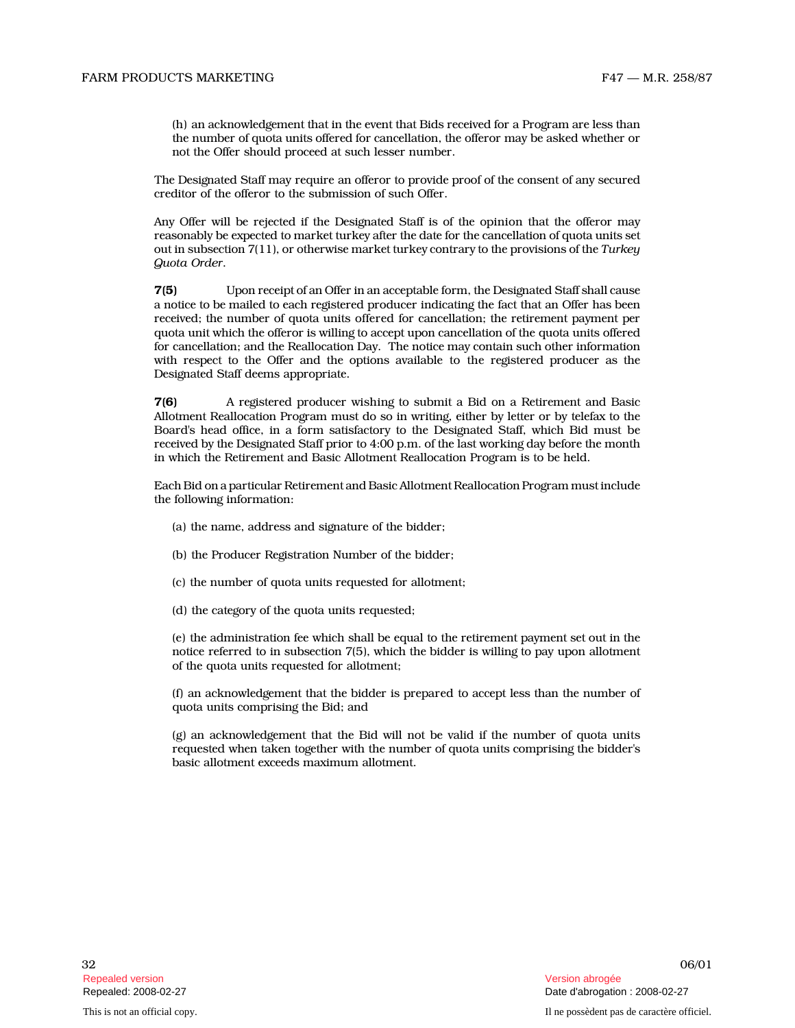(h) an acknowledgement that in the event that Bids received for a Program are less than the number of quota units offered for cancellation, the offeror may be asked whether or not the Offer should proceed at such lesser number.

The Designated Staff may require an offeror to provide proof of the consent of any secured creditor of the offeror to the submission of such Offer.

Any Offer will be rejected if the Designated Staff is of the opinion that the offeror may reasonably be expected to market turkey after the date for the cancellation of quota units set out in subsection 7(11), or otherwise market turkey contrary to the provisions of the *Turkey Quota Order*.

**7(5)** Upon receipt of an Offer in an acceptable form, the Designated Staff shall cause a notice to be mailed to each registered producer indicating the fact that an Offer has been received; the number of quota units offered for cancellation; the retirement payment per quota unit which the offeror is willing to accept upon cancellation of the quota units offered for cancellation; and the Reallocation Day. The notice may contain such other information with respect to the Offer and the options available to the registered producer as the Designated Staff deems appropriate.

**7(6)** A registered producer wishing to submit a Bid on a Retirement and Basic Allotment Reallocation Program must do so in writing, either by letter or by telefax to the Board's head office, in a form satisfactory to the Designated Staff, which Bid must be received by the Designated Staff prior to 4:00 p.m. of the last working day before the month in which the Retirement and Basic Allotment Reallocation Program is to be held.

Each Bid on a particular Retirement and Basic Allotment Reallocation Program must include the following information:

(a) the name, address and signature of the bidder;

(b) the Producer Registration Number of the bidder;

(c) the number of quota units requested for allotment;

(d) the category of the quota units requested;

(e) the administration fee which shall be equal to the retirement payment set out in the notice referred to in subsection 7(5), which the bidder is willing to pay upon allotment of the quota units requested for allotment;

(f) an acknowledgement that the bidder is prepared to accept less than the number of quota units comprising the Bid; and

(g) an acknowledgement that the Bid will not be valid if the number of quota units requested when taken together with the number of quota units comprising the bidder's basic allotment exceeds maximum allotment.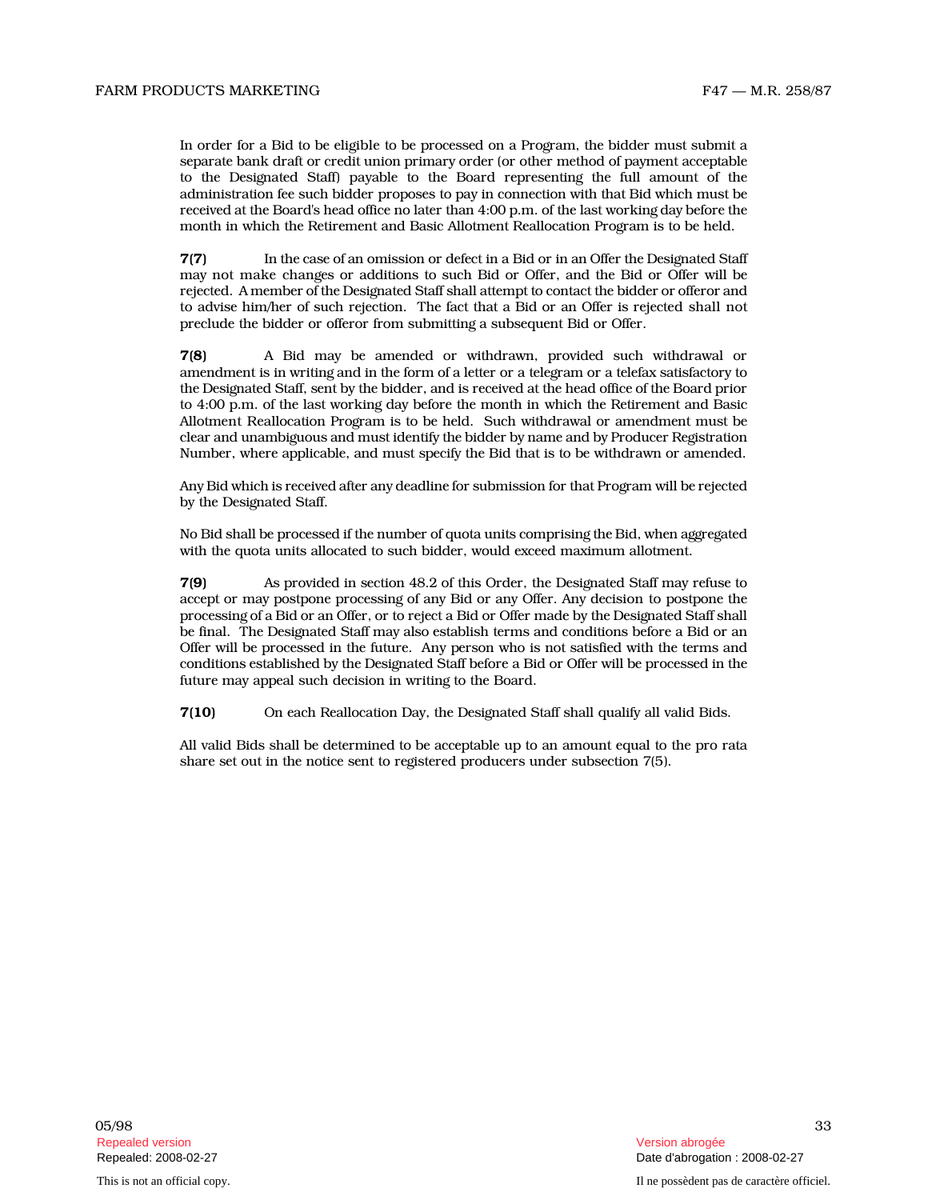In order for a Bid to be eligible to be processed on a Program, the bidder must submit a separate bank draft or credit union primary order (or other method of payment acceptable to the Designated Staff) payable to the Board representing the full amount of the administration fee such bidder proposes to pay in connection with that Bid which must be received at the Board's head office no later than 4:00 p.m. of the last working day before the month in which the Retirement and Basic Allotment Reallocation Program is to be held.

**7(7)** In the case of an omission or defect in a Bid or in an Offer the Designated Staff may not make changes or additions to such Bid or Offer, and the Bid or Offer will be rejected. A member of the Designated Staff shall attempt to contact the bidder or offeror and to advise him/her of such rejection. The fact that a Bid or an Offer is rejected shall not preclude the bidder or offeror from submitting a subsequent Bid or Offer.

**7(8)** A Bid may be amended or withdrawn, provided such withdrawal or amendment is in writing and in the form of a letter or a telegram or a telefax satisfactory to the Designated Staff, sent by the bidder, and is received at the head office of the Board prior to 4:00 p.m. of the last working day before the month in which the Retirement and Basic Allotment Reallocation Program is to be held. Such withdrawal or amendment must be clear and unambiguous and must identify the bidder by name and by Producer Registration Number, where applicable, and must specify the Bid that is to be withdrawn or amended.

Any Bid which is received after any deadline for submission for that Program will be rejected by the Designated Staff.

No Bid shall be processed if the number of quota units comprising the Bid, when aggregated with the quota units allocated to such bidder, would exceed maximum allotment.

**7(9)** As provided in section 48.2 of this Order, the Designated Staff may refuse to accept or may postpone processing of any Bid or any Offer. Any decision to postpone the processing of a Bid or an Offer, or to reject a Bid or Offer made by the Designated Staff shall be final. The Designated Staff may also establish terms and conditions before a Bid or an Offer will be processed in the future. Any person who is not satisfied with the terms and conditions established by the Designated Staff before a Bid or Offer will be processed in the future may appeal such decision in writing to the Board.

**7(10)** On each Reallocation Day, the Designated Staff shall qualify all valid Bids.

All valid Bids shall be determined to be acceptable up to an amount equal to the pro rata share set out in the notice sent to registered producers under subsection 7(5).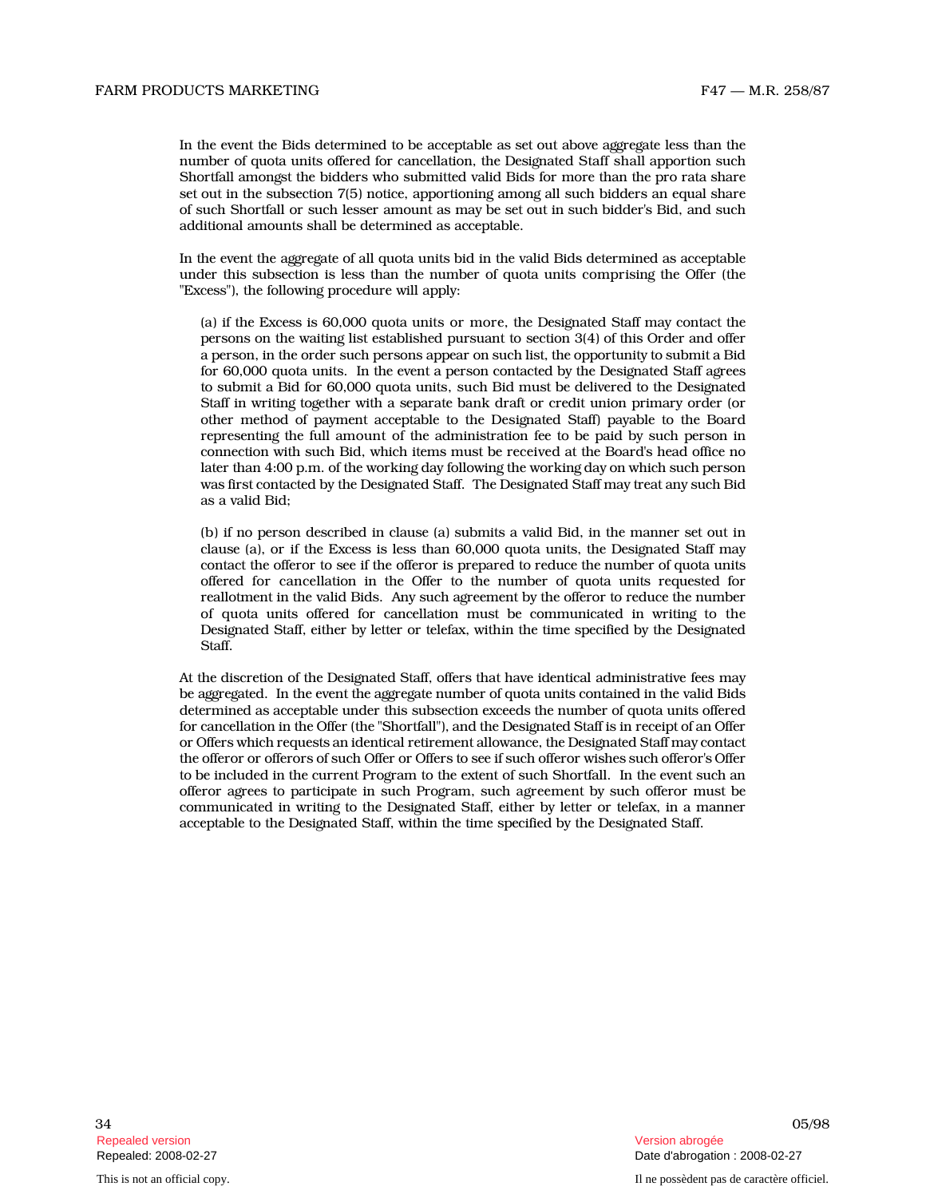In the event the Bids determined to be acceptable as set out above aggregate less than the number of quota units offered for cancellation, the Designated Staff shall apportion such Shortfall amongst the bidders who submitted valid Bids for more than the pro rata share set out in the subsection 7(5) notice, apportioning among all such bidders an equal share of such Shortfall or such lesser amount as may be set out in such bidder's Bid, and such additional amounts shall be determined as acceptable.

In the event the aggregate of all quota units bid in the valid Bids determined as acceptable under this subsection is less than the number of quota units comprising the Offer (the "Excess"), the following procedure will apply:

(a) if the Excess is 60,000 quota units or more, the Designated Staff may contact the persons on the waiting list established pursuant to section 3(4) of this Order and offer a person, in the order such persons appear on such list, the opportunity to submit a Bid for 60,000 quota units. In the event a person contacted by the Designated Staff agrees to submit a Bid for 60,000 quota units, such Bid must be delivered to the Designated Staff in writing together with a separate bank draft or credit union primary order (or other method of payment acceptable to the Designated Staff) payable to the Board representing the full amount of the administration fee to be paid by such person in connection with such Bid, which items must be received at the Board's head office no later than 4:00 p.m. of the working day following the working day on which such person was first contacted by the Designated Staff. The Designated Staff may treat any such Bid as a valid Bid;

(b) if no person described in clause (a) submits a valid Bid, in the manner set out in clause (a), or if the Excess is less than 60,000 quota units, the Designated Staff may contact the offeror to see if the offeror is prepared to reduce the number of quota units offered for cancellation in the Offer to the number of quota units requested for reallotment in the valid Bids. Any such agreement by the offeror to reduce the number of quota units offered for cancellation must be communicated in writing to the Designated Staff, either by letter or telefax, within the time specified by the Designated Staff.

At the discretion of the Designated Staff, offers that have identical administrative fees may be aggregated. In the event the aggregate number of quota units contained in the valid Bids determined as acceptable under this subsection exceeds the number of quota units offered for cancellation in the Offer (the "Shortfall"), and the Designated Staff is in receipt of an Offer or Offers which requests an identical retirement allowance, the Designated Staff may contact the offeror or offerors of such Offer or Offers to see if such offeror wishes such offeror's Offer to be included in the current Program to the extent of such Shortfall. In the event such an offeror agrees to participate in such Program, such agreement by such offeror must be communicated in writing to the Designated Staff, either by letter or telefax, in a manner acceptable to the Designated Staff, within the time specified by the Designated Staff.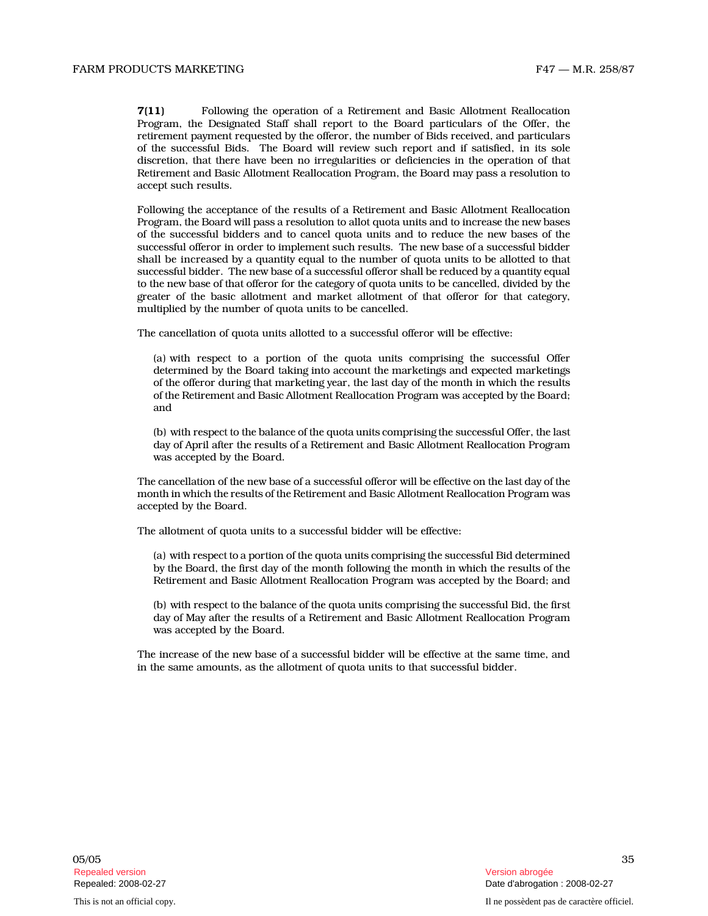**7(11)** Following the operation of a Retirement and Basic Allotment Reallocation Program, the Designated Staff shall report to the Board particulars of the Offer, the retirement payment requested by the offeror, the number of Bids received, and particulars of the successful Bids. The Board will review such report and if satisfied, in its sole discretion, that there have been no irregularities or deficiencies in the operation of that Retirement and Basic Allotment Reallocation Program, the Board may pass a resolution to accept such results.

Following the acceptance of the results of a Retirement and Basic Allotment Reallocation Program, the Board will pass a resolution to allot quota units and to increase the new bases of the successful bidders and to cancel quota units and to reduce the new bases of the successful offeror in order to implement such results. The new base of a successful bidder shall be increased by a quantity equal to the number of quota units to be allotted to that successful bidder. The new base of a successful offeror shall be reduced by a quantity equal to the new base of that offeror for the category of quota units to be cancelled, divided by the greater of the basic allotment and market allotment of that offeror for that category, multiplied by the number of quota units to be cancelled.

The cancellation of quota units allotted to a successful offeror will be effective:

(a) with respect to a portion of the quota units comprising the successful Offer determined by the Board taking into account the marketings and expected marketings of the offeror during that marketing year, the last day of the month in which the results of the Retirement and Basic Allotment Reallocation Program was accepted by the Board; and

(b) with respect to the balance of the quota units comprising the successful Offer, the last day of April after the results of a Retirement and Basic Allotment Reallocation Program was accepted by the Board.

The cancellation of the new base of a successful offeror will be effective on the last day of the month in which the results of the Retirement and Basic Allotment Reallocation Program was accepted by the Board.

The allotment of quota units to a successful bidder will be effective:

(a) with respect to a portion of the quota units comprising the successful Bid determined by the Board, the first day of the month following the month in which the results of the Retirement and Basic Allotment Reallocation Program was accepted by the Board; and

(b) with respect to the balance of the quota units comprising the successful Bid, the first day of May after the results of a Retirement and Basic Allotment Reallocation Program was accepted by the Board.

The increase of the new base of a successful bidder will be effective at the same time, and in the same amounts, as the allotment of quota units to that successful bidder.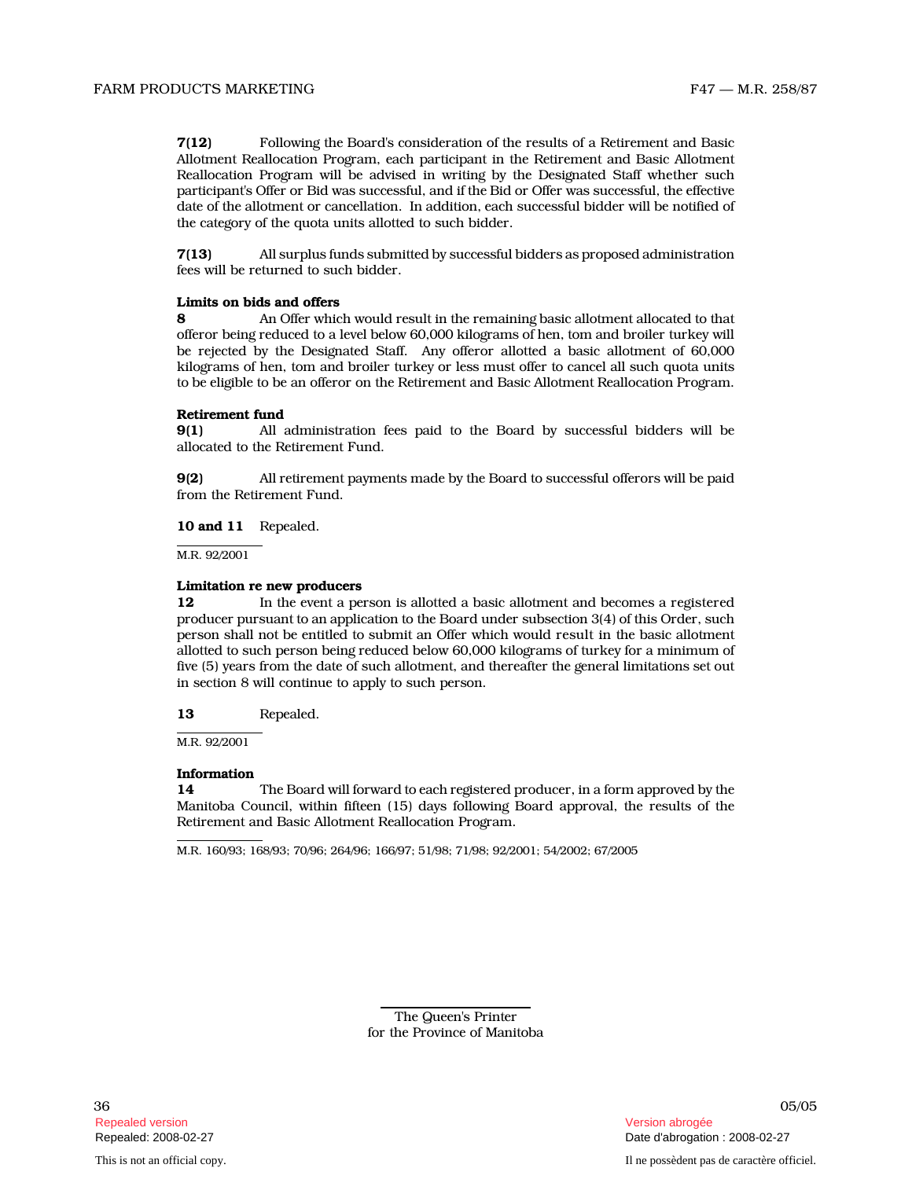**7(12)** Following the Board's consideration of the results of a Retirement and Basic Allotment Reallocation Program, each participant in the Retirement and Basic Allotment Reallocation Program will be advised in writing by the Designated Staff whether such participant's Offer or Bid was successful, and if the Bid or Offer was successful, the effective date of the allotment or cancellation. In addition, each successful bidder will be notified of the category of the quota units allotted to such bidder.

**7(13)** All surplus funds submitted by successful bidders as proposed administration fees will be returned to such bidder.

**Limits on bids and offers**
**8** An Offer which would result in the remaining basic allotment allocated to that offeror being reduced to a level below 60,000 kilograms of hen, tom and broiler turkey will be rejected by the Designated Staff. Any offeror allotted a basic allotment of 60,000 kilograms of hen, tom and broiler turkey or less must offer to cancel all such quota units to be eligible to be an offeror on the Retirement and Basic Allotment Reallocation Program.

**Retirement fund**
**9(1)** All administration fees paid to the Board by successful bidders will be allocated to the Retirement Fund.

**9(2)** All retirement payments made by the Board to successful offerors will be paid from the Retirement Fund.

**10 and 11** Repealed.

M.R. 92/2001

**Limitation re new producers**
**12** In the event a person is allotted a basic allotment and becomes a registered producer pursuant to an application to the Board under subsection 3(4) of this Order, such person shall not be entitled to submit an Offer which would result in the basic allotment allotted to such person being reduced below 60,000 kilograms of turkey for a minimum of five (5) years from the date of such allotment, and thereafter the general limitations set out in section 8 will continue to apply to such person.

**13** Repealed.

M.R. 92/2001

**Information**
**14** The Board will forward to each registered producer, in a form approved by the Manitoba Council, within fifteen (15) days following Board approval, the results of the Retirement and Basic Allotment Reallocation Program.

M.R. 160/93; 168/93; 70/96; 264/96; 166/97; 51/98; 71/98; 92/2001; 54/2002; 67/2005

The Queen's Printer
for the Province of Manitoba